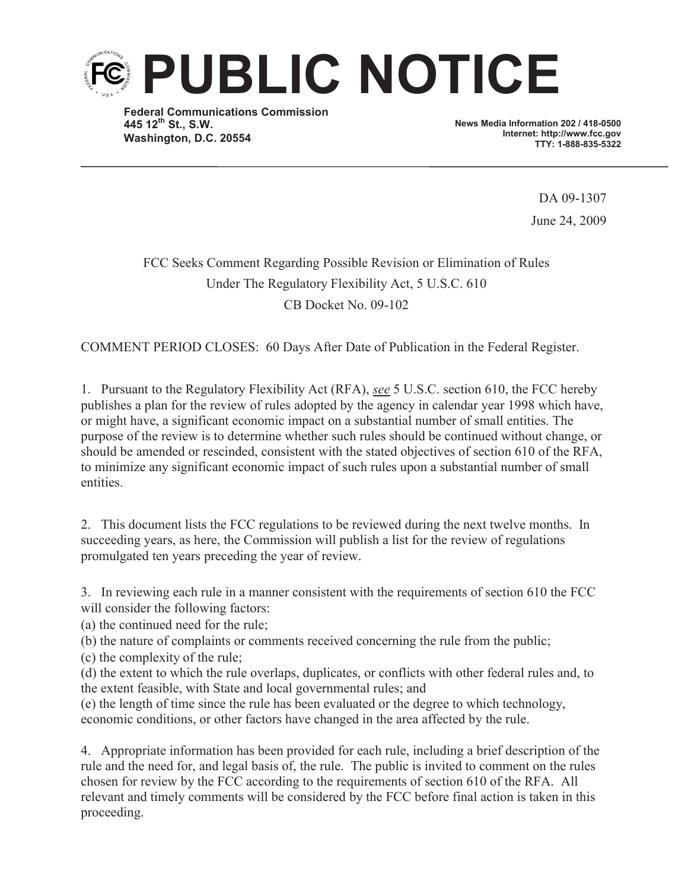# PUBLIC NOTICE

**Federal Communications Commission**
**445 12th St., S.W.**
**Washington, D.C. 20554**

**News Media Information 202 / 418-0500**
**Internet: http://www.fcc.gov**
**TTY: 1-888-835-5322**

DA 09-1307

June 24, 2009

FCC Seeks Comment Regarding Possible Revision or Elimination of Rules
Under The Regulatory Flexibility Act, 5 U.S.C. 610
CB Docket No. 09-102

COMMENT PERIOD CLOSES: 60 Days After Date of Publication in the Federal Register.

1. Pursuant to the Regulatory Flexibility Act (RFA), *see* 5 U.S.C. section 610, the FCC hereby publishes a plan for the review of rules adopted by the agency in calendar year 1998 which have, or might have, a significant economic impact on a substantial number of small entities. The purpose of the review is to determine whether such rules should be continued without change, or should be amended or rescinded, consistent with the stated objectives of section 610 of the RFA, to minimize any significant economic impact of such rules upon a substantial number of small entities.

2. This document lists the FCC regulations to be reviewed during the next twelve months. In succeeding years, as here, the Commission will publish a list for the review of regulations promulgated ten years preceding the year of review.

3. In reviewing each rule in a manner consistent with the requirements of section 610 the FCC will consider the following factors:
(a) the continued need for the rule;
(b) the nature of complaints or comments received concerning the rule from the public;
(c) the complexity of the rule;
(d) the extent to which the rule overlaps, duplicates, or conflicts with other federal rules and, to the extent feasible, with State and local governmental rules; and
(e) the length of time since the rule has been evaluated or the degree to which technology, economic conditions, or other factors have changed in the area affected by the rule.

4. Appropriate information has been provided for each rule, including a brief description of the rule and the need for, and legal basis of, the rule. The public is invited to comment on the rules chosen for review by the FCC according to the requirements of section 610 of the RFA. All relevant and timely comments will be considered by the FCC before final action is taken in this proceeding.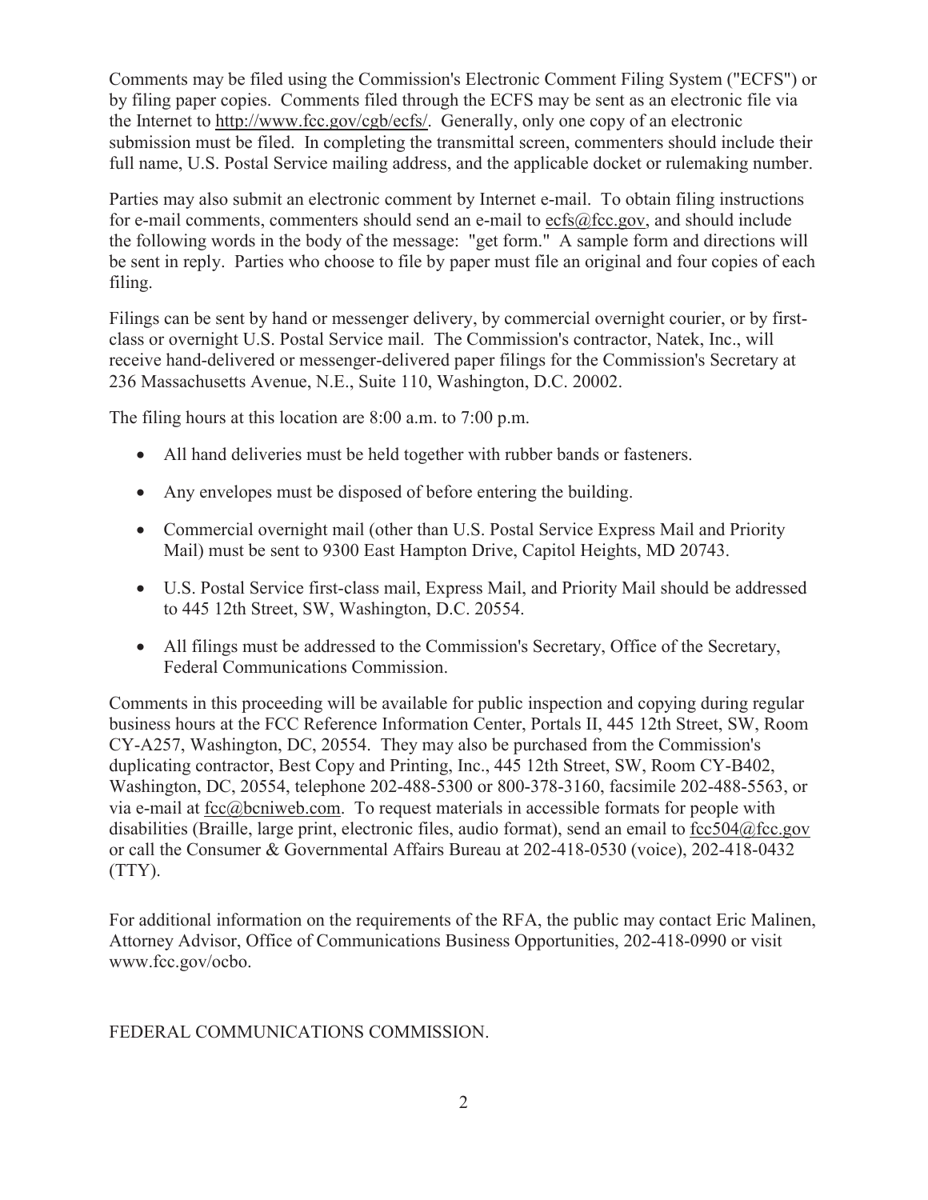Comments may be filed using the Commission's Electronic Comment Filing System ("ECFS") or by filing paper copies. Comments filed through the ECFS may be sent as an electronic file via the Internet to http://www.fcc.gov/cgb/ecfs/. Generally, only one copy of an electronic submission must be filed. In completing the transmittal screen, commenters should include their full name, U.S. Postal Service mailing address, and the applicable docket or rulemaking number.

Parties may also submit an electronic comment by Internet e-mail. To obtain filing instructions for e-mail comments, commenters should send an e-mail to ecfs@fcc.gov, and should include the following words in the body of the message: "get form." A sample form and directions will be sent in reply. Parties who choose to file by paper must file an original and four copies of each filing.

Filings can be sent by hand or messenger delivery, by commercial overnight courier, or by first-class or overnight U.S. Postal Service mail. The Commission's contractor, Natek, Inc., will receive hand-delivered or messenger-delivered paper filings for the Commission's Secretary at 236 Massachusetts Avenue, N.E., Suite 110, Washington, D.C. 20002.

The filing hours at this location are 8:00 a.m. to 7:00 p.m.

- All hand deliveries must be held together with rubber bands or fasteners.
- Any envelopes must be disposed of before entering the building.
- Commercial overnight mail (other than U.S. Postal Service Express Mail and Priority Mail) must be sent to 9300 East Hampton Drive, Capitol Heights, MD 20743.
- U.S. Postal Service first-class mail, Express Mail, and Priority Mail should be addressed to 445 12th Street, SW, Washington, D.C. 20554.
- All filings must be addressed to the Commission's Secretary, Office of the Secretary, Federal Communications Commission.

Comments in this proceeding will be available for public inspection and copying during regular business hours at the FCC Reference Information Center, Portals II, 445 12th Street, SW, Room CY-A257, Washington, DC, 20554. They may also be purchased from the Commission's duplicating contractor, Best Copy and Printing, Inc., 445 12th Street, SW, Room CY-B402, Washington, DC, 20554, telephone 202-488-5300 or 800-378-3160, facsimile 202-488-5563, or via e-mail at fcc@bcniweb.com. To request materials in accessible formats for people with disabilities (Braille, large print, electronic files, audio format), send an email to fcc504@fcc.gov or call the Consumer & Governmental Affairs Bureau at 202-418-0530 (voice), 202-418-0432 (TTY).

For additional information on the requirements of the RFA, the public may contact Eric Malinen, Attorney Advisor, Office of Communications Business Opportunities, 202-418-0990 or visit www.fcc.gov/ocbo.

FEDERAL COMMUNICATIONS COMMISSION.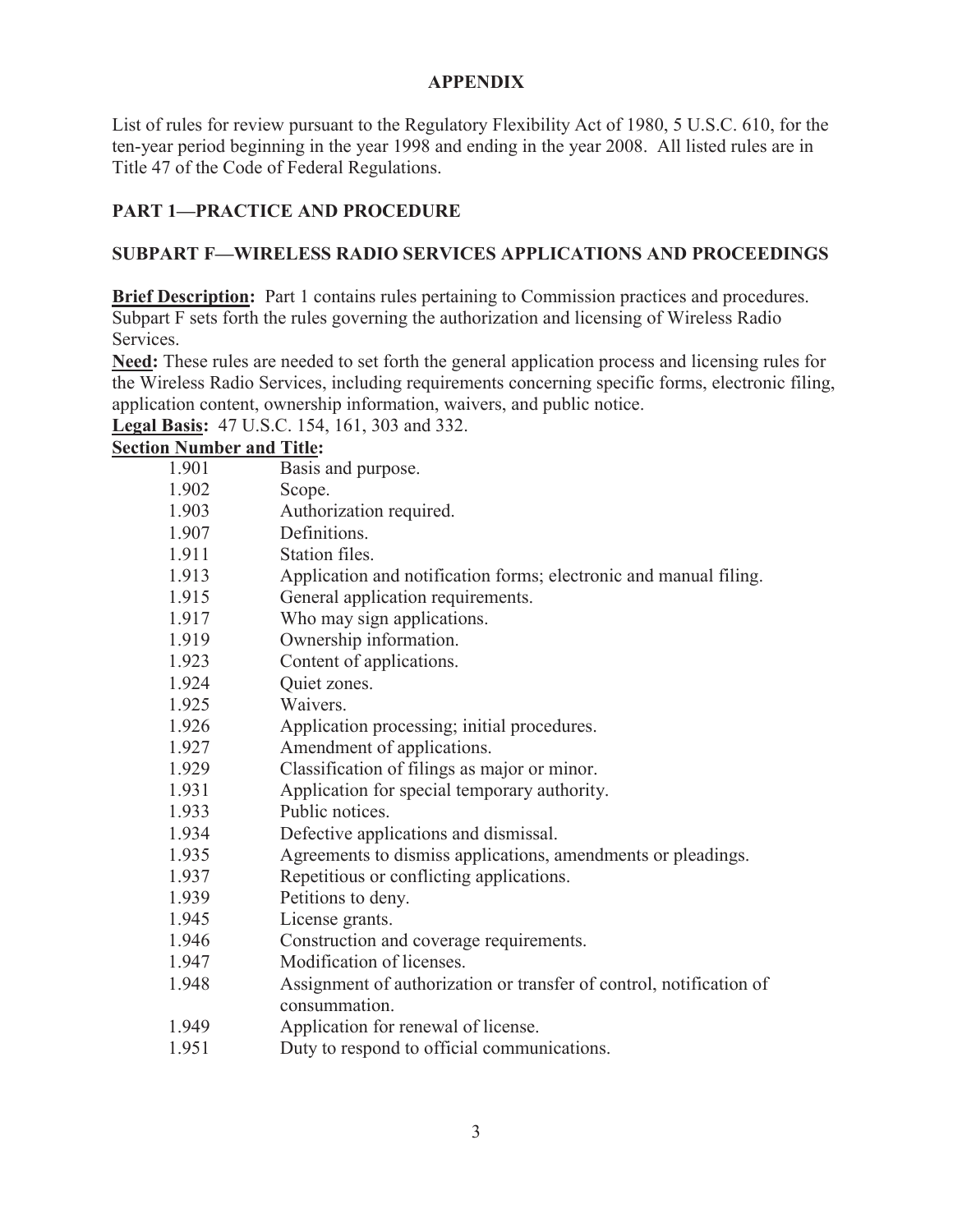## APPENDIX

List of rules for review pursuant to the Regulatory Flexibility Act of 1980, 5 U.S.C. 610, for the ten-year period beginning in the year 1998 and ending in the year 2008. All listed rules are in Title 47 of the Code of Federal Regulations.

### PART 1—PRACTICE AND PROCEDURE

### SUBPART F—WIRELESS RADIO SERVICES APPLICATIONS AND PROCEEDINGS

**Brief Description:** Part 1 contains rules pertaining to Commission practices and procedures. Subpart F sets forth the rules governing the authorization and licensing of Wireless Radio Services.

**Need:** These rules are needed to set forth the general application process and licensing rules for the Wireless Radio Services, including requirements concerning specific forms, electronic filing, application content, ownership information, waivers, and public notice.

**Legal Basis:** 47 U.S.C. 154, 161, 303 and 332.

**Section Number and Title:**

| | |
|---|---|
| 1.901 | Basis and purpose. |
| 1.902 | Scope. |
| 1.903 | Authorization required. |
| 1.907 | Definitions. |
| 1.911 | Station files. |
| 1.913 | Application and notification forms; electronic and manual filing. |
| 1.915 | General application requirements. |
| 1.917 | Who may sign applications. |
| 1.919 | Ownership information. |
| 1.923 | Content of applications. |
| 1.924 | Quiet zones. |
| 1.925 | Waivers. |
| 1.926 | Application processing; initial procedures. |
| 1.927 | Amendment of applications. |
| 1.929 | Classification of filings as major or minor. |
| 1.931 | Application for special temporary authority. |
| 1.933 | Public notices. |
| 1.934 | Defective applications and dismissal. |
| 1.935 | Agreements to dismiss applications, amendments or pleadings. |
| 1.937 | Repetitious or conflicting applications. |
| 1.939 | Petitions to deny. |
| 1.945 | License grants. |
| 1.946 | Construction and coverage requirements. |
| 1.947 | Modification of licenses. |
| 1.948 | Assignment of authorization or transfer of control, notification of consummation. |
| 1.949 | Application for renewal of license. |
| 1.951 | Duty to respond to official communications. |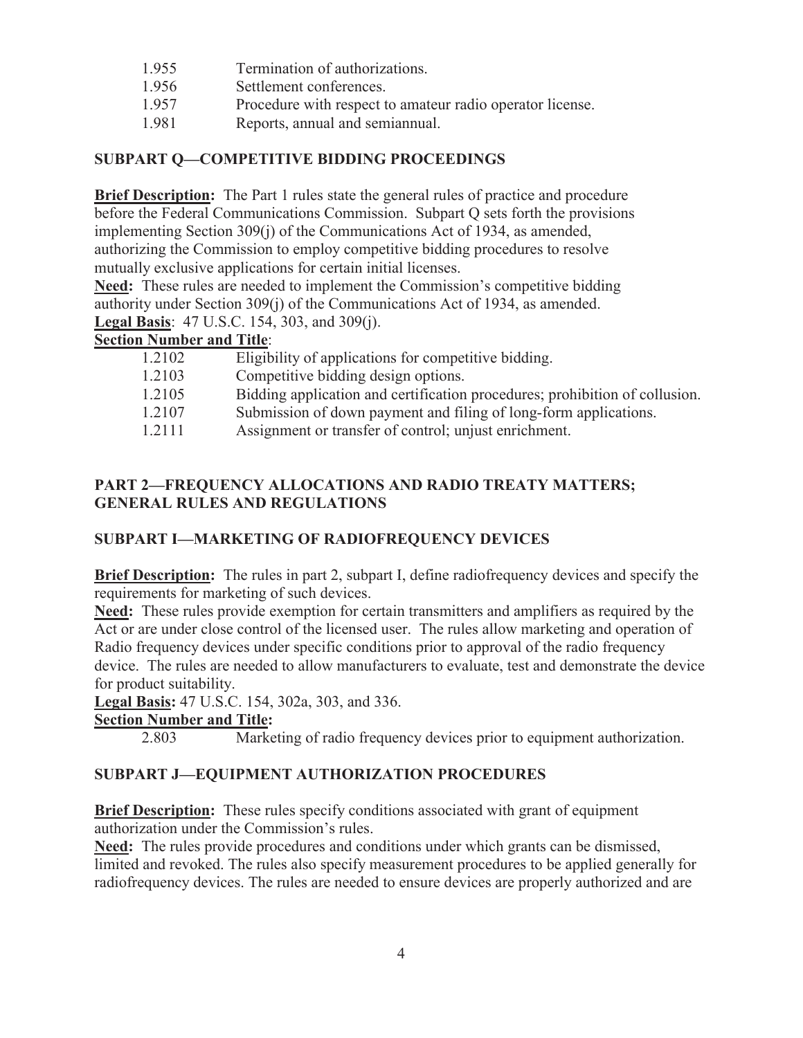| | |
|---|---|
| 1.955 | Termination of authorizations. |
| 1.956 | Settlement conferences. |
| 1.957 | Procedure with respect to amateur radio operator license. |
| 1.981 | Reports, annual and semiannual. |

### SUBPART Q—COMPETITIVE BIDDING PROCEEDINGS

**Brief Description:** The Part 1 rules state the general rules of practice and procedure before the Federal Communications Commission. Subpart Q sets forth the provisions implementing Section 309(j) of the Communications Act of 1934, as amended, authorizing the Commission to employ competitive bidding procedures to resolve mutually exclusive applications for certain initial licenses.

**Need:** These rules are needed to implement the Commission's competitive bidding authority under Section 309(j) of the Communications Act of 1934, as amended.

**Legal Basis**: 47 U.S.C. 154, 303, and 309(j).

**Section Number and Title**:

| | |
|---|---|
| 1.2102 | Eligibility of applications for competitive bidding. |
| 1.2103 | Competitive bidding design options. |
| 1.2105 | Bidding application and certification procedures; prohibition of collusion. |
| 1.2107 | Submission of down payment and filing of long-form applications. |
| 1.2111 | Assignment or transfer of control; unjust enrichment. |

## PART 2—FREQUENCY ALLOCATIONS AND RADIO TREATY MATTERS; GENERAL RULES AND REGULATIONS

### SUBPART I—MARKETING OF RADIOFREQUENCY DEVICES

**Brief Description:** The rules in part 2, subpart I, define radiofrequency devices and specify the requirements for marketing of such devices.

**Need:** These rules provide exemption for certain transmitters and amplifiers as required by the Act or are under close control of the licensed user. The rules allow marketing and operation of Radio frequency devices under specific conditions prior to approval of the radio frequency device. The rules are needed to allow manufacturers to evaluate, test and demonstrate the device for product suitability.

**Legal Basis:** 47 U.S.C. 154, 302a, 303, and 336.

**Section Number and Title:**

| | |
|---|---|
| 2.803 | Marketing of radio frequency devices prior to equipment authorization. |

### SUBPART J—EQUIPMENT AUTHORIZATION PROCEDURES

**Brief Description:** These rules specify conditions associated with grant of equipment authorization under the Commission's rules.

**Need:** The rules provide procedures and conditions under which grants can be dismissed, limited and revoked. The rules also specify measurement procedures to be applied generally for radiofrequency devices. The rules are needed to ensure devices are properly authorized and are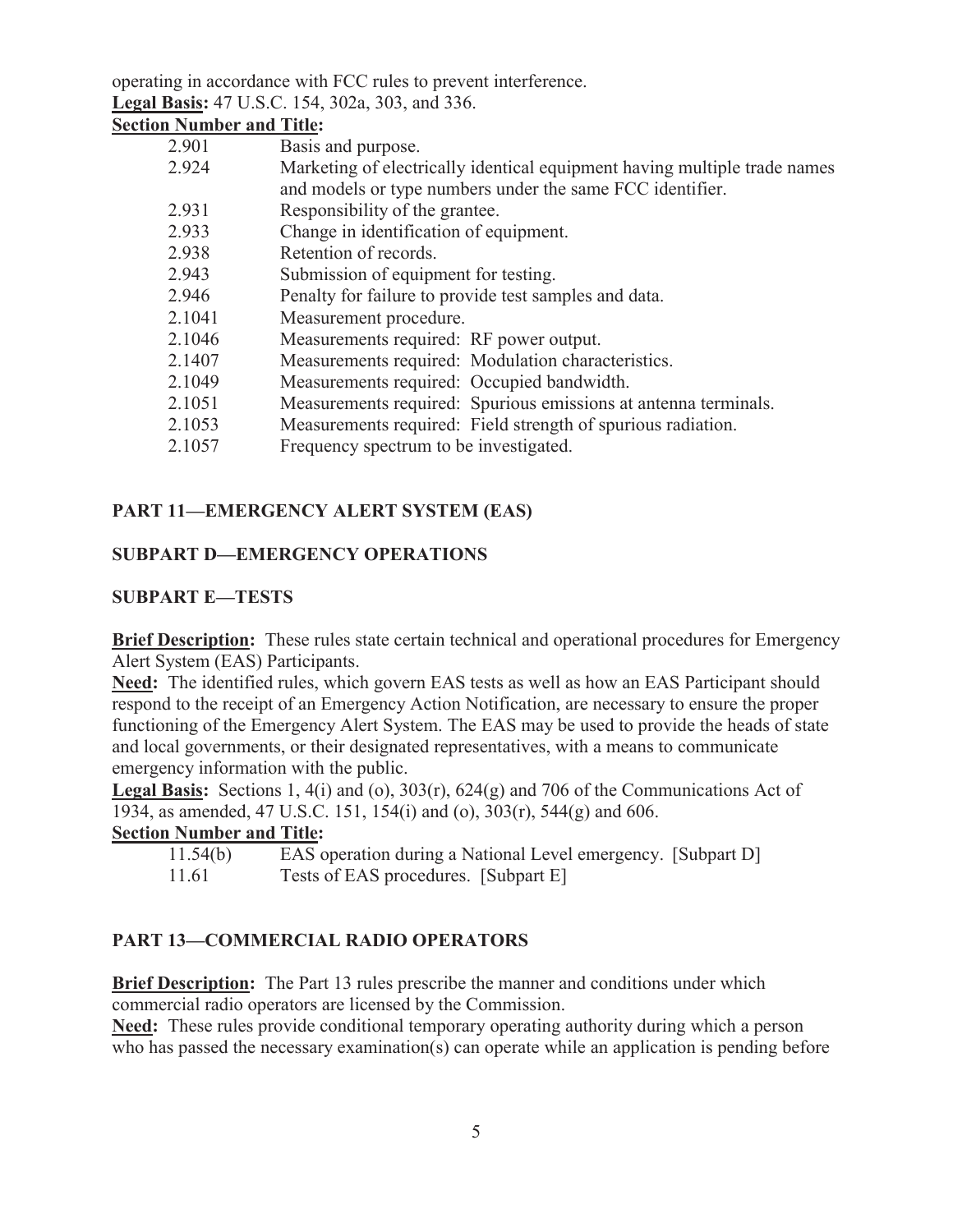operating in accordance with FCC rules to prevent interference.

**Legal Basis:** 47 U.S.C. 154, 302a, 303, and 336.

**Section Number and Title:**

| | |
|---|---|
| 2.901 | Basis and purpose. |
| 2.924 | Marketing of electrically identical equipment having multiple trade names and models or type numbers under the same FCC identifier. |
| 2.931 | Responsibility of the grantee. |
| 2.933 | Change in identification of equipment. |
| 2.938 | Retention of records. |
| 2.943 | Submission of equipment for testing. |
| 2.946 | Penalty for failure to provide test samples and data. |
| 2.1041 | Measurement procedure. |
| 2.1046 | Measurements required: RF power output. |
| 2.1407 | Measurements required: Modulation characteristics. |
| 2.1049 | Measurements required: Occupied bandwidth. |
| 2.1051 | Measurements required: Spurious emissions at antenna terminals. |
| 2.1053 | Measurements required: Field strength of spurious radiation. |
| 2.1057 | Frequency spectrum to be investigated. |

## PART 11—EMERGENCY ALERT SYSTEM (EAS)

### SUBPART D—EMERGENCY OPERATIONS

### SUBPART E—TESTS

**Brief Description:** These rules state certain technical and operational procedures for Emergency Alert System (EAS) Participants.

**Need:** The identified rules, which govern EAS tests as well as how an EAS Participant should respond to the receipt of an Emergency Action Notification, are necessary to ensure the proper functioning of the Emergency Alert System. The EAS may be used to provide the heads of state and local governments, or their designated representatives, with a means to communicate emergency information with the public.

**Legal Basis:** Sections 1, 4(i) and (o), 303(r), 624(g) and 706 of the Communications Act of 1934, as amended, 47 U.S.C. 151, 154(i) and (o), 303(r), 544(g) and 606.

**Section Number and Title:**

| | |
|---|---|
| 11.54(b) | EAS operation during a National Level emergency. [Subpart D] |
| 11.61 | Tests of EAS procedures. [Subpart E] |

## PART 13—COMMERCIAL RADIO OPERATORS

**Brief Description:** The Part 13 rules prescribe the manner and conditions under which commercial radio operators are licensed by the Commission.

**Need:** These rules provide conditional temporary operating authority during which a person who has passed the necessary examination(s) can operate while an application is pending before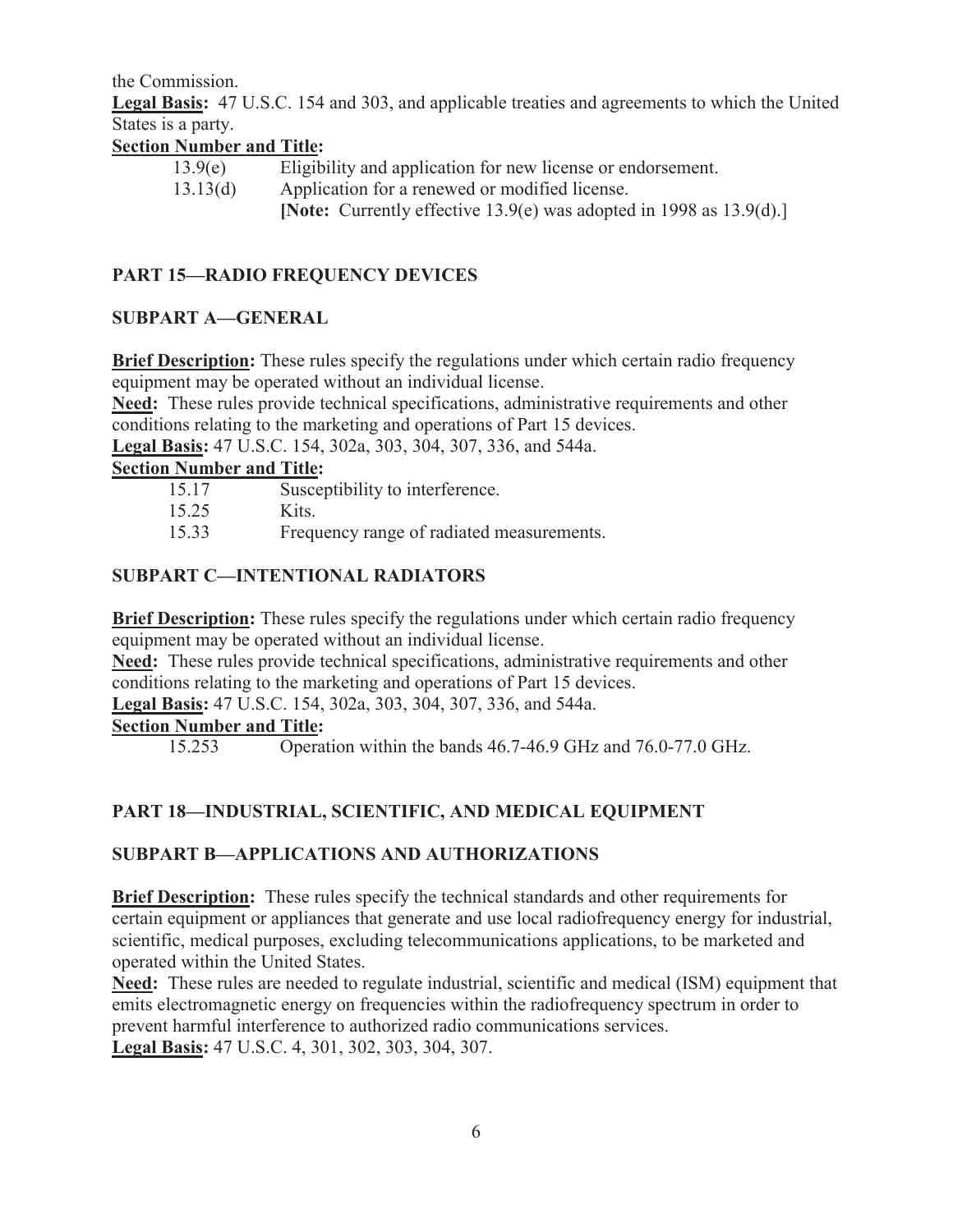the Commission.

**Legal Basis:** 47 U.S.C. 154 and 303, and applicable treaties and agreements to which the United States is a party.

**Section Number and Title:**

13.9(e) Eligibility and application for new license or endorsement.

13.13(d) Application for a renewed or modified license.

**[Note:** Currently effective 13.9(e) was adopted in 1998 as 13.9(d).]

## PART 15—RADIO FREQUENCY DEVICES

### SUBPART A—GENERAL

**Brief Description:** These rules specify the regulations under which certain radio frequency equipment may be operated without an individual license.

**Need:** These rules provide technical specifications, administrative requirements and other conditions relating to the marketing and operations of Part 15 devices.

**Legal Basis:** 47 U.S.C. 154, 302a, 303, 304, 307, 336, and 544a.

**Section Number and Title:**

15.17 Susceptibility to interference.

15.25 Kits.

15.33 Frequency range of radiated measurements.

### SUBPART C—INTENTIONAL RADIATORS

**Brief Description:** These rules specify the regulations under which certain radio frequency equipment may be operated without an individual license.

**Need:** These rules provide technical specifications, administrative requirements and other conditions relating to the marketing and operations of Part 15 devices.

**Legal Basis:** 47 U.S.C. 154, 302a, 303, 304, 307, 336, and 544a.

**Section Number and Title:**

15.253 Operation within the bands 46.7-46.9 GHz and 76.0-77.0 GHz.

## PART 18—INDUSTRIAL, SCIENTIFIC, AND MEDICAL EQUIPMENT

### SUBPART B—APPLICATIONS AND AUTHORIZATIONS

**Brief Description:** These rules specify the technical standards and other requirements for certain equipment or appliances that generate and use local radiofrequency energy for industrial, scientific, medical purposes, excluding telecommunications applications, to be marketed and operated within the United States.

**Need:** These rules are needed to regulate industrial, scientific and medical (ISM) equipment that emits electromagnetic energy on frequencies within the radiofrequency spectrum in order to prevent harmful interference to authorized radio communications services.

**Legal Basis:** 47 U.S.C. 4, 301, 302, 303, 304, 307.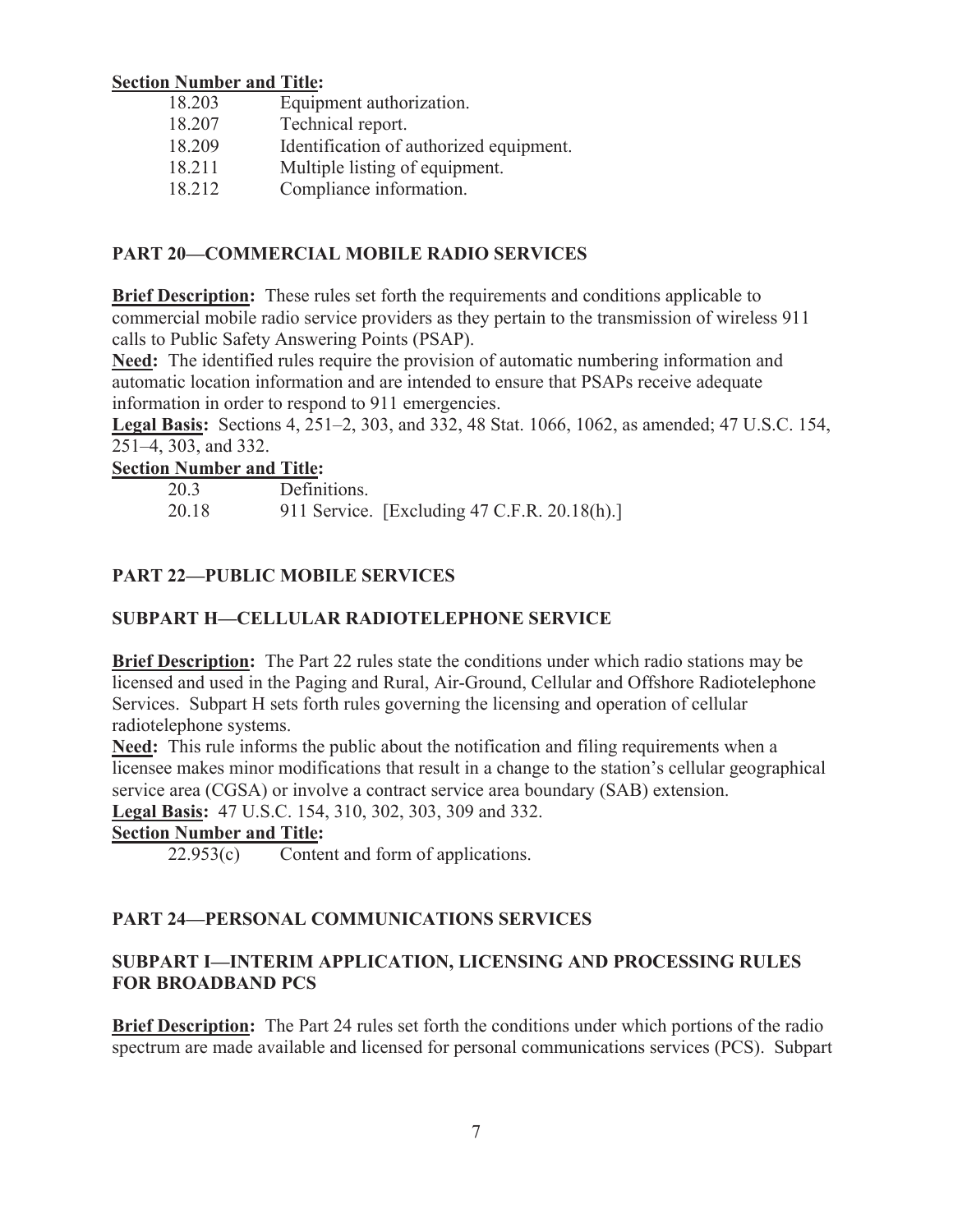**Section Number and Title:**

| | |
|---|---|
| 18.203 | Equipment authorization. |
| 18.207 | Technical report. |
| 18.209 | Identification of authorized equipment. |
| 18.211 | Multiple listing of equipment. |
| 18.212 | Compliance information. |

## PART 20—COMMERCIAL MOBILE RADIO SERVICES

**Brief Description:** These rules set forth the requirements and conditions applicable to commercial mobile radio service providers as they pertain to the transmission of wireless 911 calls to Public Safety Answering Points (PSAP).

**Need:** The identified rules require the provision of automatic numbering information and automatic location information and are intended to ensure that PSAPs receive adequate information in order to respond to 911 emergencies.

**Legal Basis:** Sections 4, 251–2, 303, and 332, 48 Stat. 1066, 1062, as amended; 47 U.S.C. 154, 251–4, 303, and 332.

**Section Number and Title:**

| | |
|---|---|
| 20.3 | Definitions. |
| 20.18 | 911 Service. [Excluding 47 C.F.R. 20.18(h).] |

## PART 22—PUBLIC MOBILE SERVICES

### SUBPART H—CELLULAR RADIOTELEPHONE SERVICE

**Brief Description:** The Part 22 rules state the conditions under which radio stations may be licensed and used in the Paging and Rural, Air-Ground, Cellular and Offshore Radiotelephone Services. Subpart H sets forth rules governing the licensing and operation of cellular radiotelephone systems.

**Need:** This rule informs the public about the notification and filing requirements when a licensee makes minor modifications that result in a change to the station's cellular geographical service area (CGSA) or involve a contract service area boundary (SAB) extension.

**Legal Basis:** 47 U.S.C. 154, 310, 302, 303, 309 and 332.

**Section Number and Title:**

| | |
|---|---|
| 22.953(c) | Content and form of applications. |

## PART 24—PERSONAL COMMUNICATIONS SERVICES

### SUBPART I—INTERIM APPLICATION, LICENSING AND PROCESSING RULES FOR BROADBAND PCS

**Brief Description:** The Part 24 rules set forth the conditions under which portions of the radio spectrum are made available and licensed for personal communications services (PCS). Subpart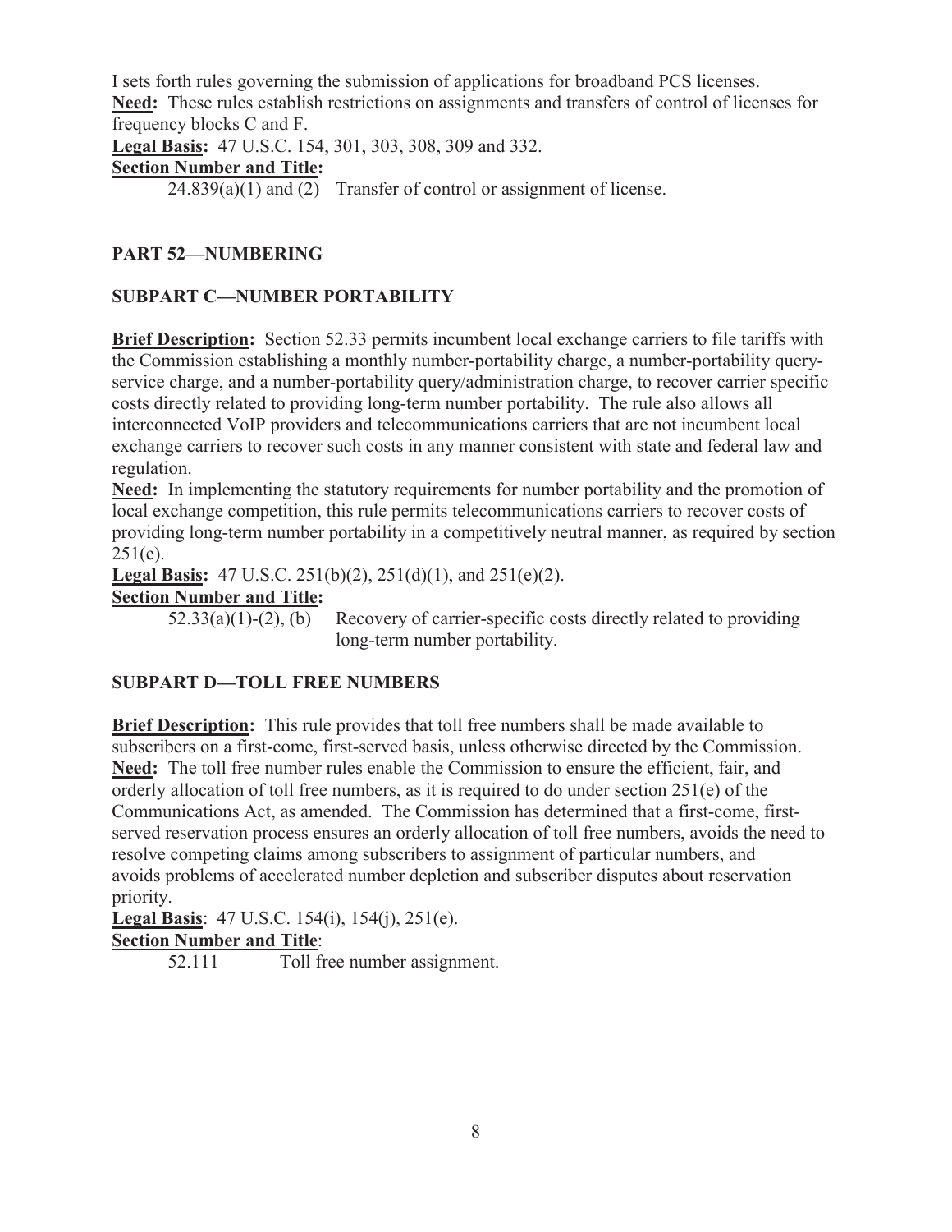I sets forth rules governing the submission of applications for broadband PCS licenses.
**Need:** These rules establish restrictions on assignments and transfers of control of licenses for frequency blocks C and F.
**Legal Basis:** 47 U.S.C. 154, 301, 303, 308, 309 and 332.
**Section Number and Title:**
24.839(a)(1) and (2) Transfer of control or assignment of license.

## PART 52—NUMBERING

### SUBPART C—NUMBER PORTABILITY

**Brief Description:** Section 52.33 permits incumbent local exchange carriers to file tariffs with the Commission establishing a monthly number-portability charge, a number-portability query-service charge, and a number-portability query/administration charge, to recover carrier specific costs directly related to providing long-term number portability. The rule also allows all interconnected VoIP providers and telecommunications carriers that are not incumbent local exchange carriers to recover such costs in any manner consistent with state and federal law and regulation.
**Need:** In implementing the statutory requirements for number portability and the promotion of local exchange competition, this rule permits telecommunications carriers to recover costs of providing long-term number portability in a competitively neutral manner, as required by section 251(e).
**Legal Basis:** 47 U.S.C. 251(b)(2), 251(d)(1), and 251(e)(2).
**Section Number and Title:**
52.33(a)(1)-(2), (b) Recovery of carrier-specific costs directly related to providing long-term number portability.

### SUBPART D—TOLL FREE NUMBERS

**Brief Description:** This rule provides that toll free numbers shall be made available to subscribers on a first-come, first-served basis, unless otherwise directed by the Commission.
**Need:** The toll free number rules enable the Commission to ensure the efficient, fair, and orderly allocation of toll free numbers, as it is required to do under section 251(e) of the Communications Act, as amended. The Commission has determined that a first-come, first-served reservation process ensures an orderly allocation of toll free numbers, avoids the need to resolve competing claims among subscribers to assignment of particular numbers, and avoids problems of accelerated number depletion and subscriber disputes about reservation priority.
**Legal Basis**: 47 U.S.C. 154(i), 154(j), 251(e).
**Section Number and Title**:
52.111 Toll free number assignment.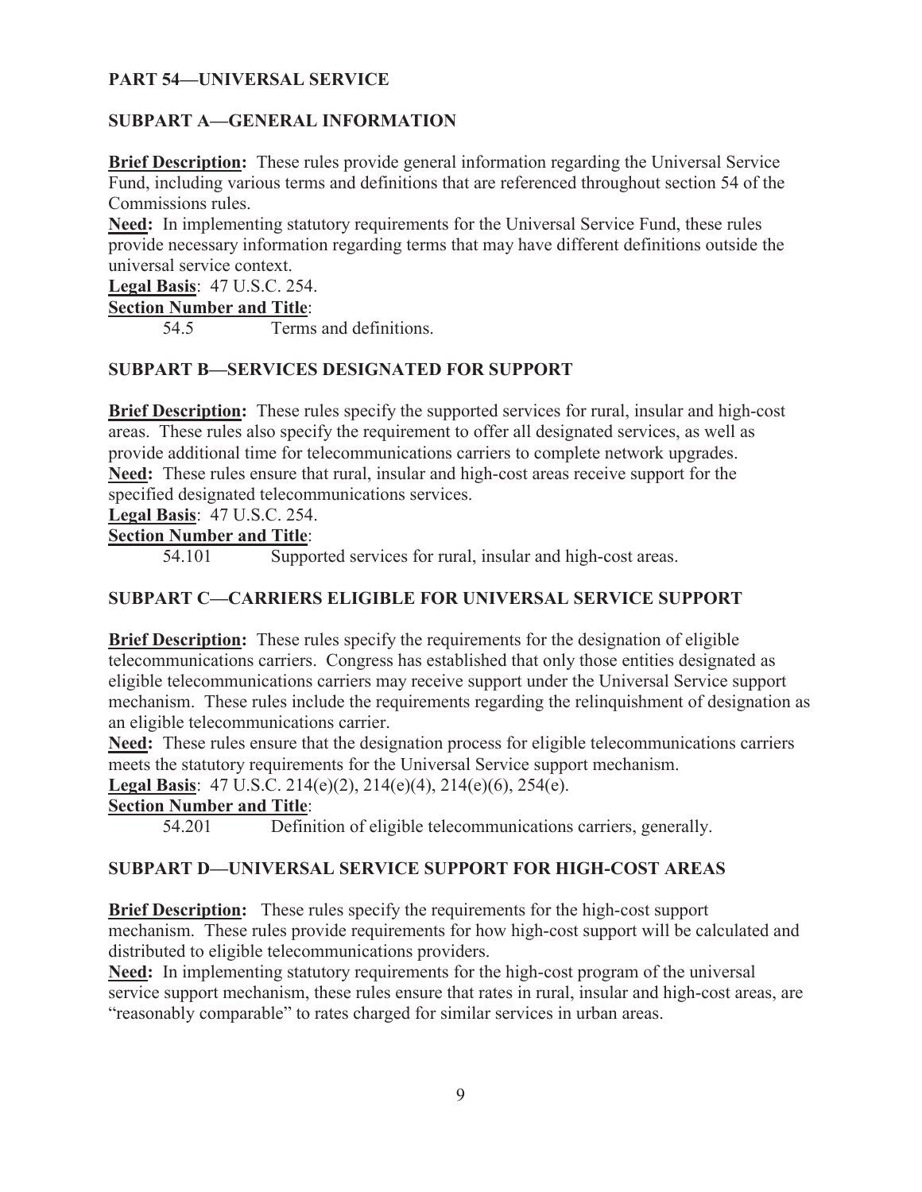## PART 54—UNIVERSAL SERVICE

### SUBPART A—GENERAL INFORMATION

**Brief Description:** These rules provide general information regarding the Universal Service Fund, including various terms and definitions that are referenced throughout section 54 of the Commissions rules.
**Need:** In implementing statutory requirements for the Universal Service Fund, these rules provide necessary information regarding terms that may have different definitions outside the universal service context.
**Legal Basis**: 47 U.S.C. 254.
**Section Number and Title**:
54.5 Terms and definitions.

### SUBPART B—SERVICES DESIGNATED FOR SUPPORT

**Brief Description:** These rules specify the supported services for rural, insular and high-cost areas. These rules also specify the requirement to offer all designated services, as well as provide additional time for telecommunications carriers to complete network upgrades.
**Need:** These rules ensure that rural, insular and high-cost areas receive support for the specified designated telecommunications services.
**Legal Basis**: 47 U.S.C. 254.
**Section Number and Title**:
54.101 Supported services for rural, insular and high-cost areas.

### SUBPART C—CARRIERS ELIGIBLE FOR UNIVERSAL SERVICE SUPPORT

**Brief Description:** These rules specify the requirements for the designation of eligible telecommunications carriers. Congress has established that only those entities designated as eligible telecommunications carriers may receive support under the Universal Service support mechanism. These rules include the requirements regarding the relinquishment of designation as an eligible telecommunications carrier.
**Need:** These rules ensure that the designation process for eligible telecommunications carriers meets the statutory requirements for the Universal Service support mechanism.
**Legal Basis**: 47 U.S.C. 214(e)(2), 214(e)(4), 214(e)(6), 254(e).
**Section Number and Title**:
54.201 Definition of eligible telecommunications carriers, generally.

### SUBPART D—UNIVERSAL SERVICE SUPPORT FOR HIGH-COST AREAS

**Brief Description:** These rules specify the requirements for the high-cost support mechanism. These rules provide requirements for how high-cost support will be calculated and distributed to eligible telecommunications providers.
**Need:** In implementing statutory requirements for the high-cost program of the universal service support mechanism, these rules ensure that rates in rural, insular and high-cost areas, are "reasonably comparable" to rates charged for similar services in urban areas.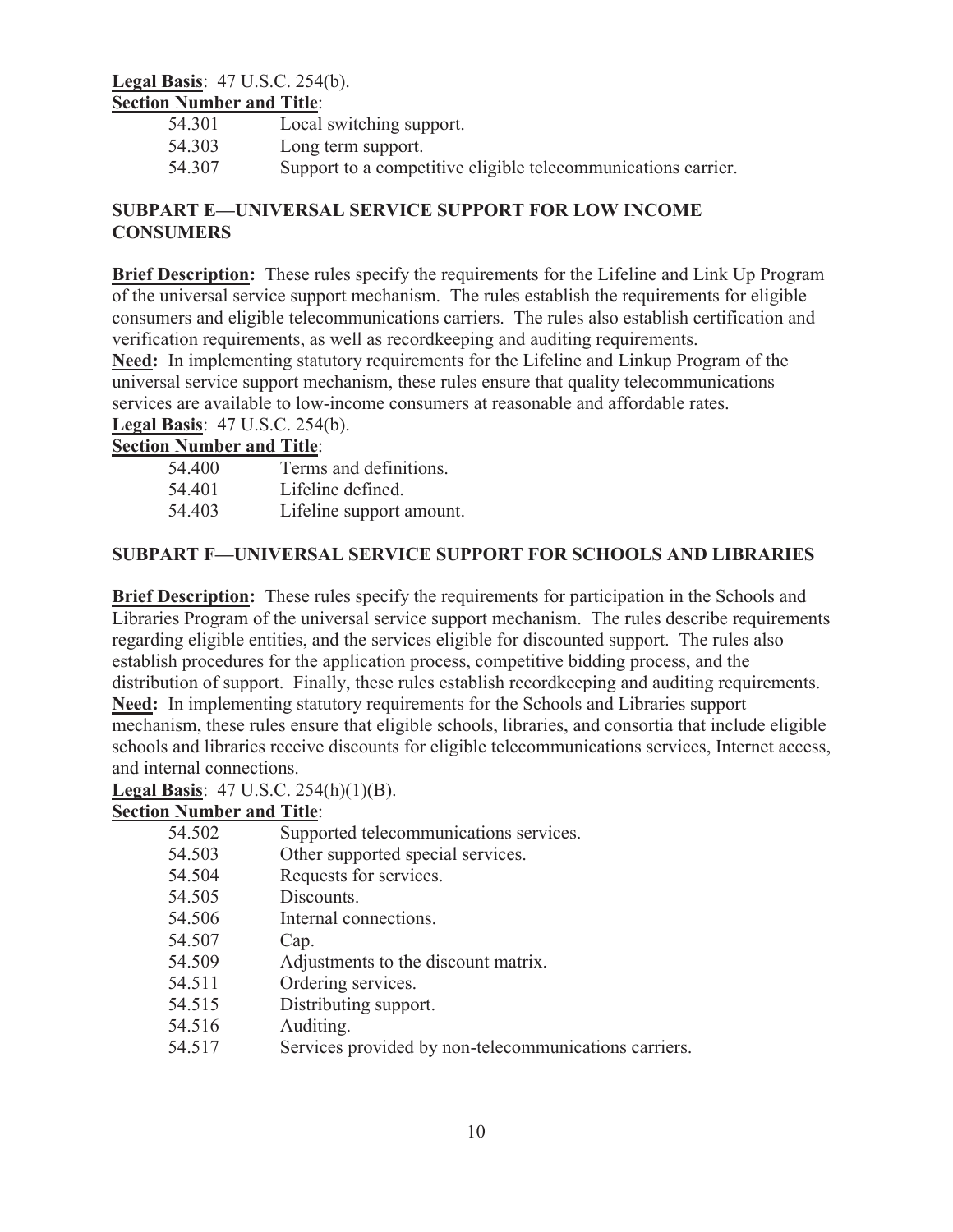**Legal Basis**: 47 U.S.C. 254(b).

**Section Number and Title**:

54.301 Local switching support.
54.303 Long term support.
54.307 Support to a competitive eligible telecommunications carrier.

## SUBPART E—UNIVERSAL SERVICE SUPPORT FOR LOW INCOME CONSUMERS

**Brief Description:** These rules specify the requirements for the Lifeline and Link Up Program of the universal service support mechanism. The rules establish the requirements for eligible consumers and eligible telecommunications carriers. The rules also establish certification and verification requirements, as well as recordkeeping and auditing requirements.

**Need:** In implementing statutory requirements for the Lifeline and Linkup Program of the universal service support mechanism, these rules ensure that quality telecommunications services are available to low-income consumers at reasonable and affordable rates.

**Legal Basis**: 47 U.S.C. 254(b).

**Section Number and Title**:

54.400 Terms and definitions.
54.401 Lifeline defined.
54.403 Lifeline support amount.

## SUBPART F—UNIVERSAL SERVICE SUPPORT FOR SCHOOLS AND LIBRARIES

**Brief Description:** These rules specify the requirements for participation in the Schools and Libraries Program of the universal service support mechanism. The rules describe requirements regarding eligible entities, and the services eligible for discounted support. The rules also establish procedures for the application process, competitive bidding process, and the distribution of support. Finally, these rules establish recordkeeping and auditing requirements.

**Need:** In implementing statutory requirements for the Schools and Libraries support mechanism, these rules ensure that eligible schools, libraries, and consortia that include eligible schools and libraries receive discounts for eligible telecommunications services, Internet access, and internal connections.

**Legal Basis**: 47 U.S.C. 254(h)(1)(B).

**Section Number and Title**:

54.502 Supported telecommunications services.
54.503 Other supported special services.
54.504 Requests for services.
54.505 Discounts.
54.506 Internal connections.
54.507 Cap.
54.509 Adjustments to the discount matrix.
54.511 Ordering services.
54.515 Distributing support.
54.516 Auditing.
54.517 Services provided by non-telecommunications carriers.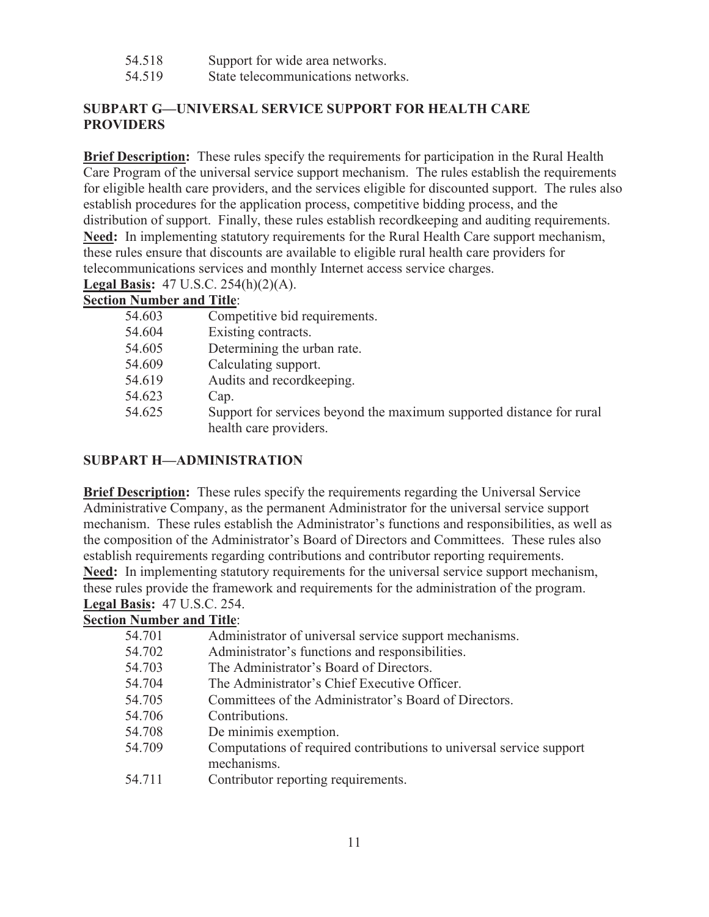| | |
|---|---|
| 54.518 | Support for wide area networks. |
| 54.519 | State telecommunications networks. |

## SUBPART G—UNIVERSAL SERVICE SUPPORT FOR HEALTH CARE PROVIDERS

**Brief Description:** These rules specify the requirements for participation in the Rural Health Care Program of the universal service support mechanism. The rules establish the requirements for eligible health care providers, and the services eligible for discounted support. The rules also establish procedures for the application process, competitive bidding process, and the distribution of support. Finally, these rules establish recordkeeping and auditing requirements.
**Need:** In implementing statutory requirements for the Rural Health Care support mechanism, these rules ensure that discounts are available to eligible rural health care providers for telecommunications services and monthly Internet access service charges.
**Legal Basis:** 47 U.S.C. 254(h)(2)(A).
**Section Number and Title**:

| | |
|---|---|
| 54.603 | Competitive bid requirements. |
| 54.604 | Existing contracts. |
| 54.605 | Determining the urban rate. |
| 54.609 | Calculating support. |
| 54.619 | Audits and recordkeeping. |
| 54.623 | Cap. |
| 54.625 | Support for services beyond the maximum supported distance for rural health care providers. |

## SUBPART H—ADMINISTRATION

**Brief Description:** These rules specify the requirements regarding the Universal Service Administrative Company, as the permanent Administrator for the universal service support mechanism. These rules establish the Administrator's functions and responsibilities, as well as the composition of the Administrator's Board of Directors and Committees. These rules also establish requirements regarding contributions and contributor reporting requirements.
**Need:** In implementing statutory requirements for the universal service support mechanism, these rules provide the framework and requirements for the administration of the program.
**Legal Basis:** 47 U.S.C. 254.
**Section Number and Title**:

| | |
|---|---|
| 54.701 | Administrator of universal service support mechanisms. |
| 54.702 | Administrator's functions and responsibilities. |
| 54.703 | The Administrator's Board of Directors. |
| 54.704 | The Administrator's Chief Executive Officer. |
| 54.705 | Committees of the Administrator's Board of Directors. |
| 54.706 | Contributions. |
| 54.708 | De minimis exemption. |
| 54.709 | Computations of required contributions to universal service support mechanisms. |
| 54.711 | Contributor reporting requirements. |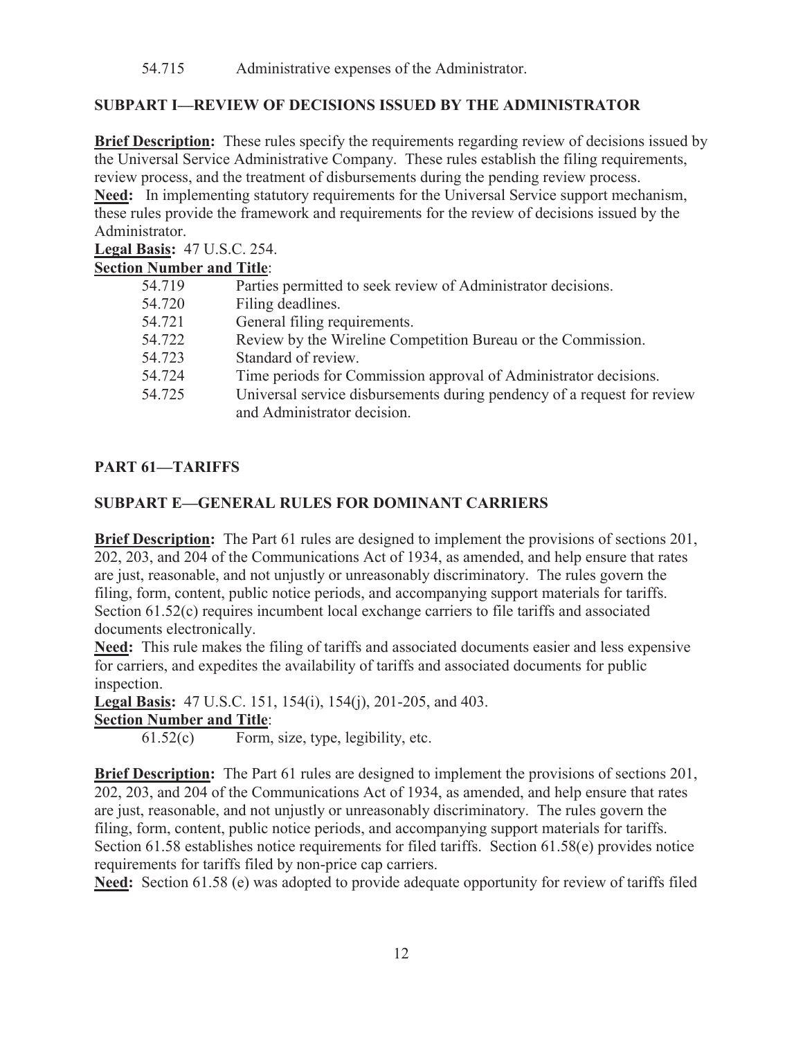54.715 Administrative expenses of the Administrator.

## SUBPART I—REVIEW OF DECISIONS ISSUED BY THE ADMINISTRATOR

**Brief Description:** These rules specify the requirements regarding review of decisions issued by the Universal Service Administrative Company. These rules establish the filing requirements, review process, and the treatment of disbursements during the pending review process.

**Need:** In implementing statutory requirements for the Universal Service support mechanism, these rules provide the framework and requirements for the review of decisions issued by the Administrator.

**Legal Basis:** 47 U.S.C. 254.

**Section Number and Title**:

- 54.719 Parties permitted to seek review of Administrator decisions.
- 54.720 Filing deadlines.
- 54.721 General filing requirements.
- 54.722 Review by the Wireline Competition Bureau or the Commission.
- 54.723 Standard of review.
- 54.724 Time periods for Commission approval of Administrator decisions.
- 54.725 Universal service disbursements during pendency of a request for review and Administrator decision.

## PART 61—TARIFFS

## SUBPART E—GENERAL RULES FOR DOMINANT CARRIERS

**Brief Description:** The Part 61 rules are designed to implement the provisions of sections 201, 202, 203, and 204 of the Communications Act of 1934, as amended, and help ensure that rates are just, reasonable, and not unjustly or unreasonably discriminatory. The rules govern the filing, form, content, public notice periods, and accompanying support materials for tariffs. Section 61.52(c) requires incumbent local exchange carriers to file tariffs and associated documents electronically.

**Need:** This rule makes the filing of tariffs and associated documents easier and less expensive for carriers, and expedites the availability of tariffs and associated documents for public inspection.

**Legal Basis:** 47 U.S.C. 151, 154(i), 154(j), 201-205, and 403.

**Section Number and Title**:

- 61.52(c) Form, size, type, legibility, etc.

**Brief Description:** The Part 61 rules are designed to implement the provisions of sections 201, 202, 203, and 204 of the Communications Act of 1934, as amended, and help ensure that rates are just, reasonable, and not unjustly or unreasonably discriminatory. The rules govern the filing, form, content, public notice periods, and accompanying support materials for tariffs. Section 61.58 establishes notice requirements for filed tariffs. Section 61.58(e) provides notice requirements for tariffs filed by non-price cap carriers.

**Need:** Section 61.58 (e) was adopted to provide adequate opportunity for review of tariffs filed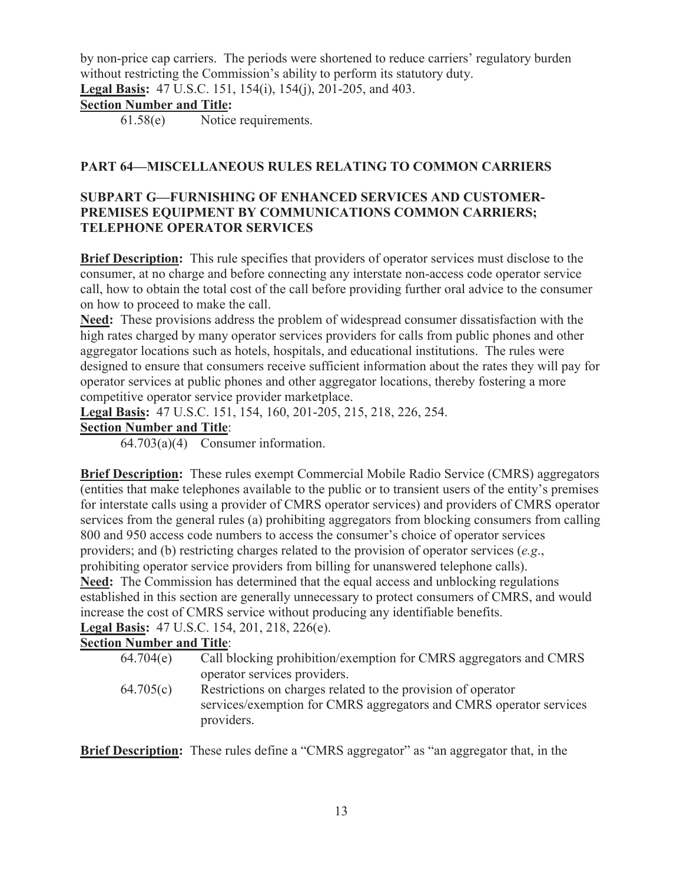by non-price cap carriers. The periods were shortened to reduce carriers' regulatory burden without restricting the Commission's ability to perform its statutory duty.

**Legal Basis:** 47 U.S.C. 151, 154(i), 154(j), 201-205, and 403.

**Section Number and Title:**

61.58(e) Notice requirements.

## PART 64—MISCELLANEOUS RULES RELATING TO COMMON CARRIERS

### SUBPART G—FURNISHING OF ENHANCED SERVICES AND CUSTOMER-PREMISES EQUIPMENT BY COMMUNICATIONS COMMON CARRIERS; TELEPHONE OPERATOR SERVICES

**Brief Description:** This rule specifies that providers of operator services must disclose to the consumer, at no charge and before connecting any interstate non-access code operator service call, how to obtain the total cost of the call before providing further oral advice to the consumer on how to proceed to make the call.

**Need:** These provisions address the problem of widespread consumer dissatisfaction with the high rates charged by many operator services providers for calls from public phones and other aggregator locations such as hotels, hospitals, and educational institutions. The rules were designed to ensure that consumers receive sufficient information about the rates they will pay for operator services at public phones and other aggregator locations, thereby fostering a more competitive operator service provider marketplace.

**Legal Basis:** 47 U.S.C. 151, 154, 160, 201-205, 215, 218, 226, 254.

**Section Number and Title**:

64.703(a)(4) Consumer information.

**Brief Description:** These rules exempt Commercial Mobile Radio Service (CMRS) aggregators (entities that make telephones available to the public or to transient users of the entity's premises for interstate calls using a provider of CMRS operator services) and providers of CMRS operator services from the general rules (a) prohibiting aggregators from blocking consumers from calling 800 and 950 access code numbers to access the consumer's choice of operator services providers; and (b) restricting charges related to the provision of operator services (*e.g.*, prohibiting operator service providers from billing for unanswered telephone calls).

**Need:** The Commission has determined that the equal access and unblocking regulations established in this section are generally unnecessary to protect consumers of CMRS, and would increase the cost of CMRS service without producing any identifiable benefits.

**Legal Basis:** 47 U.S.C. 154, 201, 218, 226(e).

**Section Number and Title**:

64.704(e) Call blocking prohibition/exemption for CMRS aggregators and CMRS operator services providers.

64.705(c) Restrictions on charges related to the provision of operator services/exemption for CMRS aggregators and CMRS operator services providers.

**Brief Description:** These rules define a "CMRS aggregator" as "an aggregator that, in the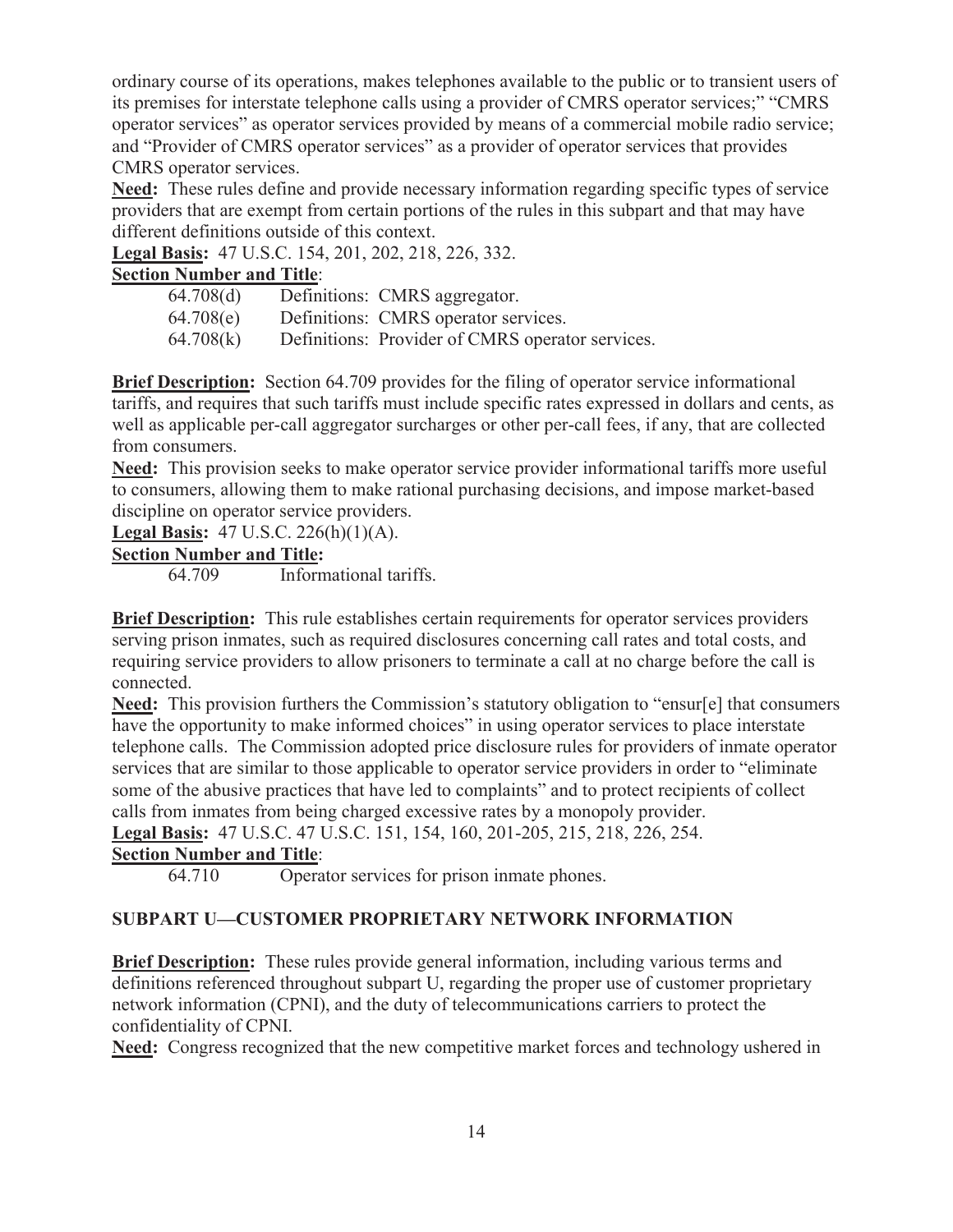ordinary course of its operations, makes telephones available to the public or to transient users of its premises for interstate telephone calls using a provider of CMRS operator services;" "CMRS operator services" as operator services provided by means of a commercial mobile radio service; and "Provider of CMRS operator services" as a provider of operator services that provides CMRS operator services.

**Need:** These rules define and provide necessary information regarding specific types of service providers that are exempt from certain portions of the rules in this subpart and that may have different definitions outside of this context.

**Legal Basis:** 47 U.S.C. 154, 201, 202, 218, 226, 332.

**Section Number and Title**:

64.708(d) Definitions: CMRS aggregator.
64.708(e) Definitions: CMRS operator services.
64.708(k) Definitions: Provider of CMRS operator services.

**Brief Description:** Section 64.709 provides for the filing of operator service informational tariffs, and requires that such tariffs must include specific rates expressed in dollars and cents, as well as applicable per-call aggregator surcharges or other per-call fees, if any, that are collected from consumers.

**Need:** This provision seeks to make operator service provider informational tariffs more useful to consumers, allowing them to make rational purchasing decisions, and impose market-based discipline on operator service providers.

**Legal Basis:** 47 U.S.C. 226(h)(1)(A).

**Section Number and Title:**

64.709 Informational tariffs.

**Brief Description:** This rule establishes certain requirements for operator services providers serving prison inmates, such as required disclosures concerning call rates and total costs, and requiring service providers to allow prisoners to terminate a call at no charge before the call is connected.

**Need:** This provision furthers the Commission's statutory obligation to "ensur[e] that consumers have the opportunity to make informed choices" in using operator services to place interstate telephone calls. The Commission adopted price disclosure rules for providers of inmate operator services that are similar to those applicable to operator service providers in order to "eliminate some of the abusive practices that have led to complaints" and to protect recipients of collect calls from inmates from being charged excessive rates by a monopoly provider.

**Legal Basis:** 47 U.S.C. 47 U.S.C. 151, 154, 160, 201-205, 215, 218, 226, 254.

**Section Number and Title**:

64.710 Operator services for prison inmate phones.

## SUBPART U—CUSTOMER PROPRIETARY NETWORK INFORMATION

**Brief Description:** These rules provide general information, including various terms and definitions referenced throughout subpart U, regarding the proper use of customer proprietary network information (CPNI), and the duty of telecommunications carriers to protect the confidentiality of CPNI.

**Need:** Congress recognized that the new competitive market forces and technology ushered in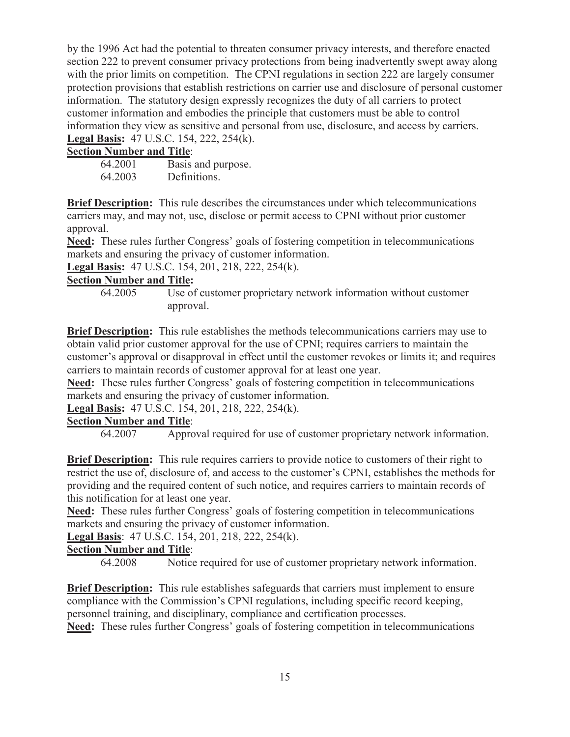by the 1996 Act had the potential to threaten consumer privacy interests, and therefore enacted section 222 to prevent consumer privacy protections from being inadvertently swept away along with the prior limits on competition. The CPNI regulations in section 222 are largely consumer protection provisions that establish restrictions on carrier use and disclosure of personal customer information. The statutory design expressly recognizes the duty of all carriers to protect customer information and embodies the principle that customers must be able to control information they view as sensitive and personal from use, disclosure, and access by carriers.
**Legal Basis:** 47 U.S.C. 154, 222, 254(k).
**Section Number and Title**:
64.2001 Basis and purpose.
64.2003 Definitions.

**Brief Description:** This rule describes the circumstances under which telecommunications carriers may, and may not, use, disclose or permit access to CPNI without prior customer approval.
**Need:** These rules further Congress' goals of fostering competition in telecommunications markets and ensuring the privacy of customer information.
**Legal Basis:** 47 U.S.C. 154, 201, 218, 222, 254(k).
**Section Number and Title:**
64.2005 Use of customer proprietary network information without customer approval.

**Brief Description:** This rule establishes the methods telecommunications carriers may use to obtain valid prior customer approval for the use of CPNI; requires carriers to maintain the customer's approval or disapproval in effect until the customer revokes or limits it; and requires carriers to maintain records of customer approval for at least one year.
**Need:** These rules further Congress' goals of fostering competition in telecommunications markets and ensuring the privacy of customer information.
**Legal Basis:** 47 U.S.C. 154, 201, 218, 222, 254(k).
**Section Number and Title**:
64.2007 Approval required for use of customer proprietary network information.

**Brief Description:** This rule requires carriers to provide notice to customers of their right to restrict the use of, disclosure of, and access to the customer's CPNI, establishes the methods for providing and the required content of such notice, and requires carriers to maintain records of this notification for at least one year.
**Need:** These rules further Congress' goals of fostering competition in telecommunications markets and ensuring the privacy of customer information.
**Legal Basis**: 47 U.S.C. 154, 201, 218, 222, 254(k).
**Section Number and Title**:
64.2008 Notice required for use of customer proprietary network information.

**Brief Description:** This rule establishes safeguards that carriers must implement to ensure compliance with the Commission's CPNI regulations, including specific record keeping, personnel training, and disciplinary, compliance and certification processes.
**Need:** These rules further Congress' goals of fostering competition in telecommunications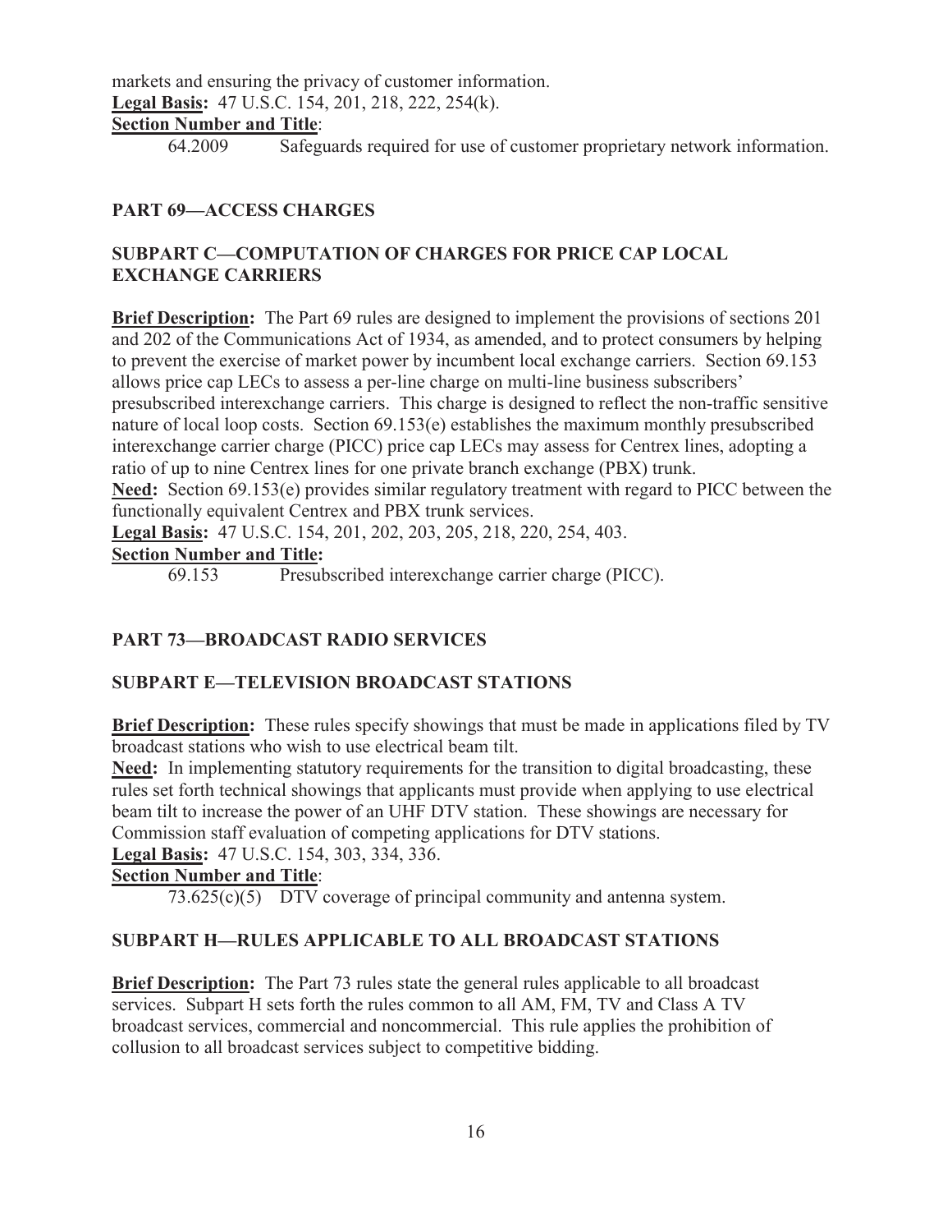markets and ensuring the privacy of customer information.
**Legal Basis:** 47 U.S.C. 154, 201, 218, 222, 254(k).
**Section Number and Title**:
64.2009 Safeguards required for use of customer proprietary network information.

## PART 69—ACCESS CHARGES

### SUBPART C—COMPUTATION OF CHARGES FOR PRICE CAP LOCAL EXCHANGE CARRIERS

**Brief Description:** The Part 69 rules are designed to implement the provisions of sections 201 and 202 of the Communications Act of 1934, as amended, and to protect consumers by helping to prevent the exercise of market power by incumbent local exchange carriers. Section 69.153 allows price cap LECs to assess a per-line charge on multi-line business subscribers' presubscribed interexchange carriers. This charge is designed to reflect the non-traffic sensitive nature of local loop costs. Section 69.153(e) establishes the maximum monthly presubscribed interexchange carrier charge (PICC) price cap LECs may assess for Centrex lines, adopting a ratio of up to nine Centrex lines for one private branch exchange (PBX) trunk.
**Need:** Section 69.153(e) provides similar regulatory treatment with regard to PICC between the functionally equivalent Centrex and PBX trunk services.
**Legal Basis:** 47 U.S.C. 154, 201, 202, 203, 205, 218, 220, 254, 403.
**Section Number and Title:**
69.153 Presubscribed interexchange carrier charge (PICC).

## PART 73—BROADCAST RADIO SERVICES

### SUBPART E—TELEVISION BROADCAST STATIONS

**Brief Description:** These rules specify showings that must be made in applications filed by TV broadcast stations who wish to use electrical beam tilt.
**Need:** In implementing statutory requirements for the transition to digital broadcasting, these rules set forth technical showings that applicants must provide when applying to use electrical beam tilt to increase the power of an UHF DTV station. These showings are necessary for Commission staff evaluation of competing applications for DTV stations.
**Legal Basis:** 47 U.S.C. 154, 303, 334, 336.
**Section Number and Title**:
73.625(c)(5) DTV coverage of principal community and antenna system.

### SUBPART H—RULES APPLICABLE TO ALL BROADCAST STATIONS

**Brief Description:** The Part 73 rules state the general rules applicable to all broadcast services. Subpart H sets forth the rules common to all AM, FM, TV and Class A TV broadcast services, commercial and noncommercial. This rule applies the prohibition of collusion to all broadcast services subject to competitive bidding.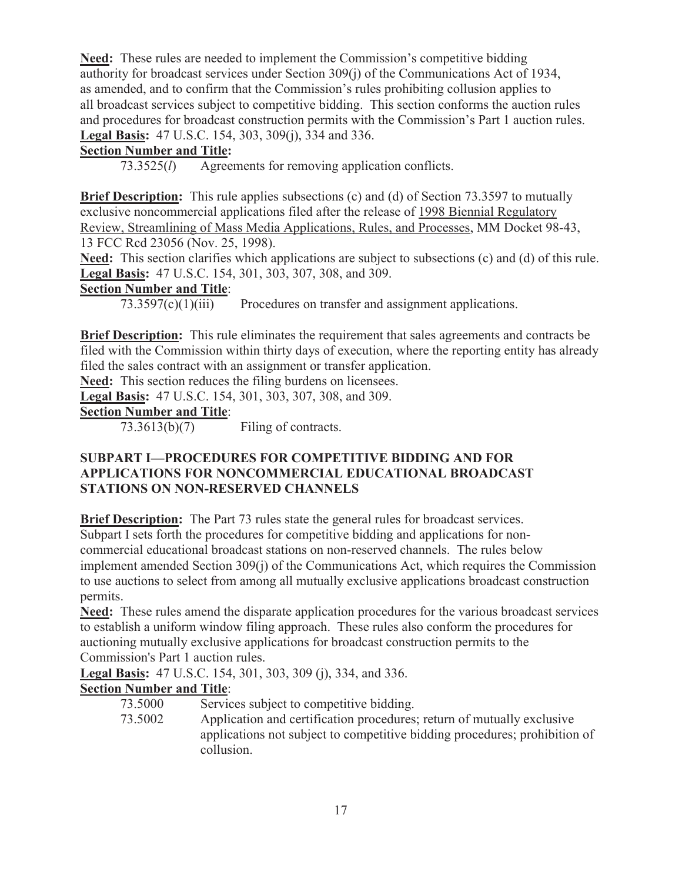**Need:** These rules are needed to implement the Commission's competitive bidding authority for broadcast services under Section 309(j) of the Communications Act of 1934, as amended, and to confirm that the Commission's rules prohibiting collusion applies to all broadcast services subject to competitive bidding. This section conforms the auction rules and procedures for broadcast construction permits with the Commission's Part 1 auction rules.
**Legal Basis:** 47 U.S.C. 154, 303, 309(j), 334 and 336.
**Section Number and Title:**
73.3525(*l*) Agreements for removing application conflicts.

**Brief Description:** This rule applies subsections (c) and (d) of Section 73.3597 to mutually exclusive noncommercial applications filed after the release of 1998 Biennial Regulatory Review, Streamlining of Mass Media Applications, Rules, and Processes, MM Docket 98-43, 13 FCC Rcd 23056 (Nov. 25, 1998).
**Need:** This section clarifies which applications are subject to subsections (c) and (d) of this rule.
**Legal Basis:** 47 U.S.C. 154, 301, 303, 307, 308, and 309.
**Section Number and Title**:
73.3597(c)(1)(iii) Procedures on transfer and assignment applications.

**Brief Description:** This rule eliminates the requirement that sales agreements and contracts be filed with the Commission within thirty days of execution, where the reporting entity has already filed the sales contract with an assignment or transfer application.
**Need:** This section reduces the filing burdens on licensees.
**Legal Basis:** 47 U.S.C. 154, 301, 303, 307, 308, and 309.
**Section Number and Title**:
73.3613(b)(7) Filing of contracts.

**SUBPART I—PROCEDURES FOR COMPETITIVE BIDDING AND FOR APPLICATIONS FOR NONCOMMERCIAL EDUCATIONAL BROADCAST STATIONS ON NON-RESERVED CHANNELS**

**Brief Description:** The Part 73 rules state the general rules for broadcast services. Subpart I sets forth the procedures for competitive bidding and applications for non-commercial educational broadcast stations on non-reserved channels. The rules below implement amended Section 309(j) of the Communications Act, which requires the Commission to use auctions to select from among all mutually exclusive applications broadcast construction permits.
**Need:** These rules amend the disparate application procedures for the various broadcast services to establish a uniform window filing approach. These rules also conform the procedures for auctioning mutually exclusive applications for broadcast construction permits to the Commission's Part 1 auction rules.
**Legal Basis:** 47 U.S.C. 154, 301, 303, 309 (j), 334, and 336.
**Section Number and Title**:
73.5000 Services subject to competitive bidding.
73.5002 Application and certification procedures; return of mutually exclusive applications not subject to competitive bidding procedures; prohibition of collusion.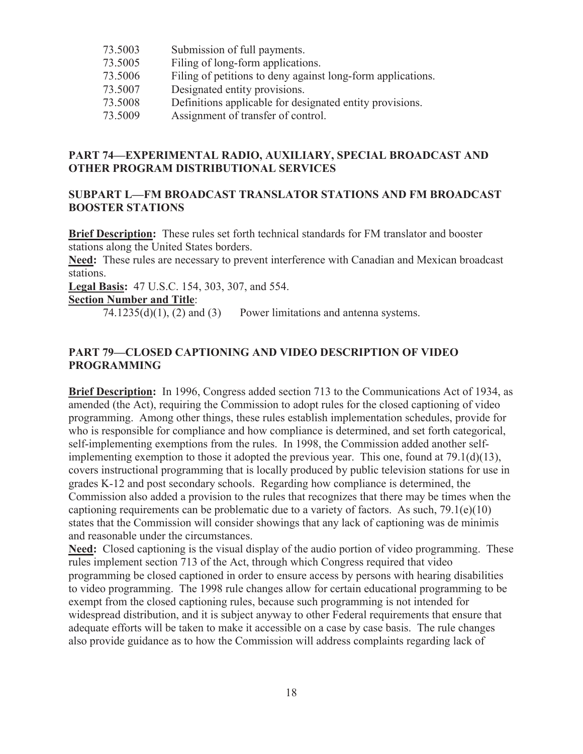| | |
|---|---|
| 73.5003 | Submission of full payments. |
| 73.5005 | Filing of long-form applications. |
| 73.5006 | Filing of petitions to deny against long-form applications. |
| 73.5007 | Designated entity provisions. |
| 73.5008 | Definitions applicable for designated entity provisions. |
| 73.5009 | Assignment of transfer of control. |

## PART 74—EXPERIMENTAL RADIO, AUXILIARY, SPECIAL BROADCAST AND OTHER PROGRAM DISTRIBUTIONAL SERVICES

### SUBPART L—FM BROADCAST TRANSLATOR STATIONS AND FM BROADCAST BOOSTER STATIONS

**Brief Description:** These rules set forth technical standards for FM translator and booster stations along the United States borders.

**Need:** These rules are necessary to prevent interference with Canadian and Mexican broadcast stations.

**Legal Basis:** 47 U.S.C. 154, 303, 307, and 554.

**Section Number and Title**:

74.1235(d)(1), (2) and (3) Power limitations and antenna systems.

## PART 79—CLOSED CAPTIONING AND VIDEO DESCRIPTION OF VIDEO PROGRAMMING

**Brief Description:** In 1996, Congress added section 713 to the Communications Act of 1934, as amended (the Act), requiring the Commission to adopt rules for the closed captioning of video programming. Among other things, these rules establish implementation schedules, provide for who is responsible for compliance and how compliance is determined, and set forth categorical, self-implementing exemptions from the rules. In 1998, the Commission added another self-implementing exemption to those it adopted the previous year. This one, found at 79.1(d)(13), covers instructional programming that is locally produced by public television stations for use in grades K-12 and post secondary schools. Regarding how compliance is determined, the Commission also added a provision to the rules that recognizes that there may be times when the captioning requirements can be problematic due to a variety of factors. As such, 79.1(e)(10) states that the Commission will consider showings that any lack of captioning was de minimis and reasonable under the circumstances.

**Need:** Closed captioning is the visual display of the audio portion of video programming. These rules implement section 713 of the Act, through which Congress required that video programming be closed captioned in order to ensure access by persons with hearing disabilities to video programming. The 1998 rule changes allow for certain educational programming to be exempt from the closed captioning rules, because such programming is not intended for widespread distribution, and it is subject anyway to other Federal requirements that ensure that adequate efforts will be taken to make it accessible on a case by case basis. The rule changes also provide guidance as to how the Commission will address complaints regarding lack of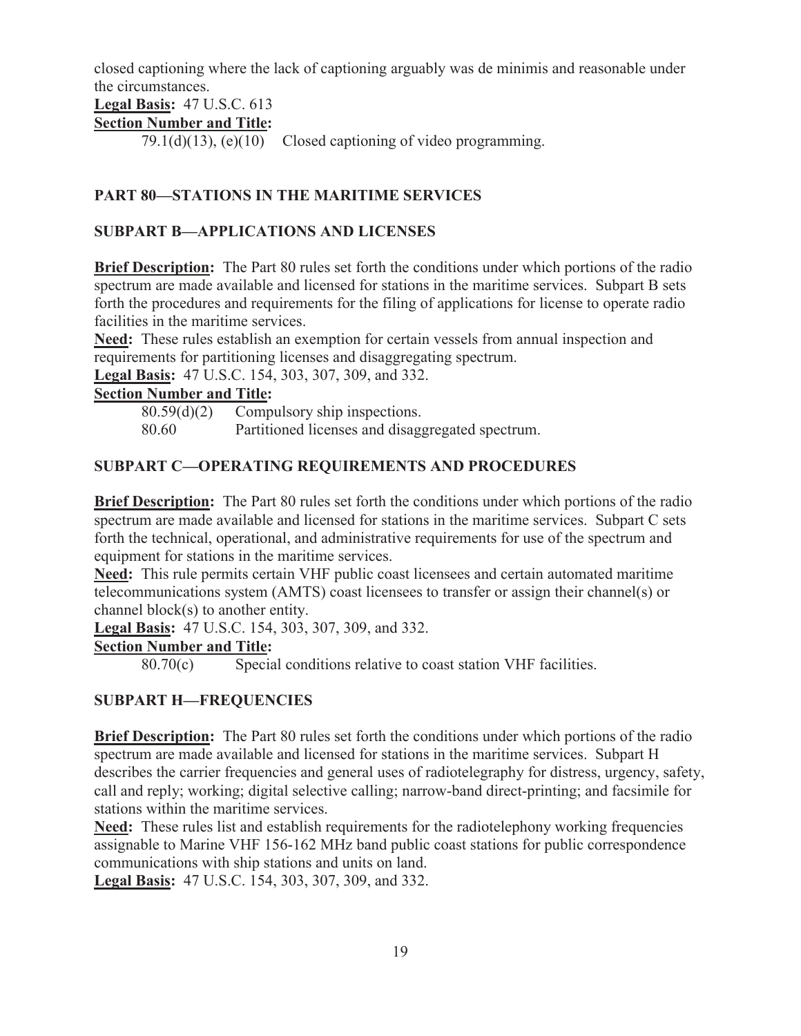closed captioning where the lack of captioning arguably was de minimis and reasonable under the circumstances.

**Legal Basis:** 47 U.S.C. 613

**Section Number and Title:**

79.1(d)(13), (e)(10) Closed captioning of video programming.

## PART 80—STATIONS IN THE MARITIME SERVICES

### SUBPART B—APPLICATIONS AND LICENSES

**Brief Description:** The Part 80 rules set forth the conditions under which portions of the radio spectrum are made available and licensed for stations in the maritime services. Subpart B sets forth the procedures and requirements for the filing of applications for license to operate radio facilities in the maritime services.

**Need:** These rules establish an exemption for certain vessels from annual inspection and requirements for partitioning licenses and disaggregating spectrum.

**Legal Basis:** 47 U.S.C. 154, 303, 307, 309, and 332.

**Section Number and Title:**

80.59(d)(2) Compulsory ship inspections.
80.60 Partitioned licenses and disaggregated spectrum.

### SUBPART C—OPERATING REQUIREMENTS AND PROCEDURES

**Brief Description:** The Part 80 rules set forth the conditions under which portions of the radio spectrum are made available and licensed for stations in the maritime services. Subpart C sets forth the technical, operational, and administrative requirements for use of the spectrum and equipment for stations in the maritime services.

**Need:** This rule permits certain VHF public coast licensees and certain automated maritime telecommunications system (AMTS) coast licensees to transfer or assign their channel(s) or channel block(s) to another entity.

**Legal Basis:** 47 U.S.C. 154, 303, 307, 309, and 332.

**Section Number and Title:**

80.70(c) Special conditions relative to coast station VHF facilities.

### SUBPART H—FREQUENCIES

**Brief Description:** The Part 80 rules set forth the conditions under which portions of the radio spectrum are made available and licensed for stations in the maritime services. Subpart H describes the carrier frequencies and general uses of radiotelegraphy for distress, urgency, safety, call and reply; working; digital selective calling; narrow-band direct-printing; and facsimile for stations within the maritime services.

**Need:** These rules list and establish requirements for the radiotelephony working frequencies assignable to Marine VHF 156-162 MHz band public coast stations for public correspondence communications with ship stations and units on land.

**Legal Basis:** 47 U.S.C. 154, 303, 307, 309, and 332.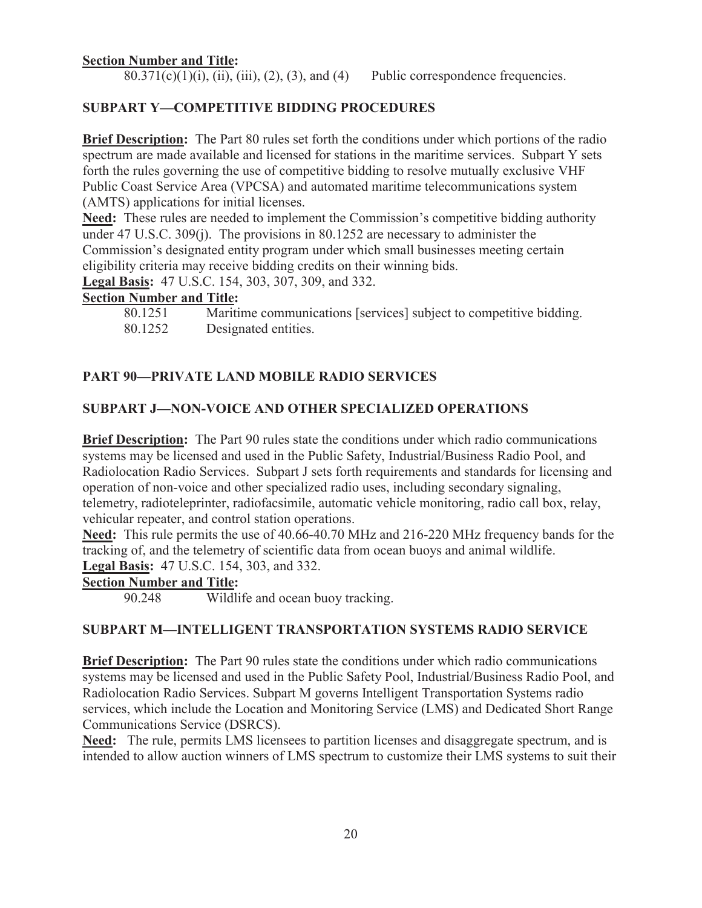**Section Number and Title:**

80.371(c)(1)(i), (ii), (iii), (2), (3), and (4) Public correspondence frequencies.

## SUBPART Y—COMPETITIVE BIDDING PROCEDURES

**Brief Description:** The Part 80 rules set forth the conditions under which portions of the radio spectrum are made available and licensed for stations in the maritime services. Subpart Y sets forth the rules governing the use of competitive bidding to resolve mutually exclusive VHF Public Coast Service Area (VPCSA) and automated maritime telecommunications system (AMTS) applications for initial licenses.

**Need:** These rules are needed to implement the Commission's competitive bidding authority under 47 U.S.C. 309(j). The provisions in 80.1252 are necessary to administer the Commission's designated entity program under which small businesses meeting certain eligibility criteria may receive bidding credits on their winning bids.

**Legal Basis:** 47 U.S.C. 154, 303, 307, 309, and 332.

**Section Number and Title:**

80.1251 Maritime communications [services] subject to competitive bidding.
80.1252 Designated entities.

# PART 90—PRIVATE LAND MOBILE RADIO SERVICES

## SUBPART J—NON-VOICE AND OTHER SPECIALIZED OPERATIONS

**Brief Description:** The Part 90 rules state the conditions under which radio communications systems may be licensed and used in the Public Safety, Industrial/Business Radio Pool, and Radiolocation Radio Services. Subpart J sets forth requirements and standards for licensing and operation of non-voice and other specialized radio uses, including secondary signaling, telemetry, radioteleprinter, radiofacsimile, automatic vehicle monitoring, radio call box, relay, vehicular repeater, and control station operations.

**Need:** This rule permits the use of 40.66-40.70 MHz and 216-220 MHz frequency bands for the tracking of, and the telemetry of scientific data from ocean buoys and animal wildlife.

**Legal Basis:** 47 U.S.C. 154, 303, and 332.

**Section Number and Title:**

90.248 Wildlife and ocean buoy tracking.

## SUBPART M—INTELLIGENT TRANSPORTATION SYSTEMS RADIO SERVICE

**Brief Description:** The Part 90 rules state the conditions under which radio communications systems may be licensed and used in the Public Safety Pool, Industrial/Business Radio Pool, and Radiolocation Radio Services. Subpart M governs Intelligent Transportation Systems radio services, which include the Location and Monitoring Service (LMS) and Dedicated Short Range Communications Service (DSRCS).

**Need:** The rule, permits LMS licensees to partition licenses and disaggregate spectrum, and is intended to allow auction winners of LMS spectrum to customize their LMS systems to suit their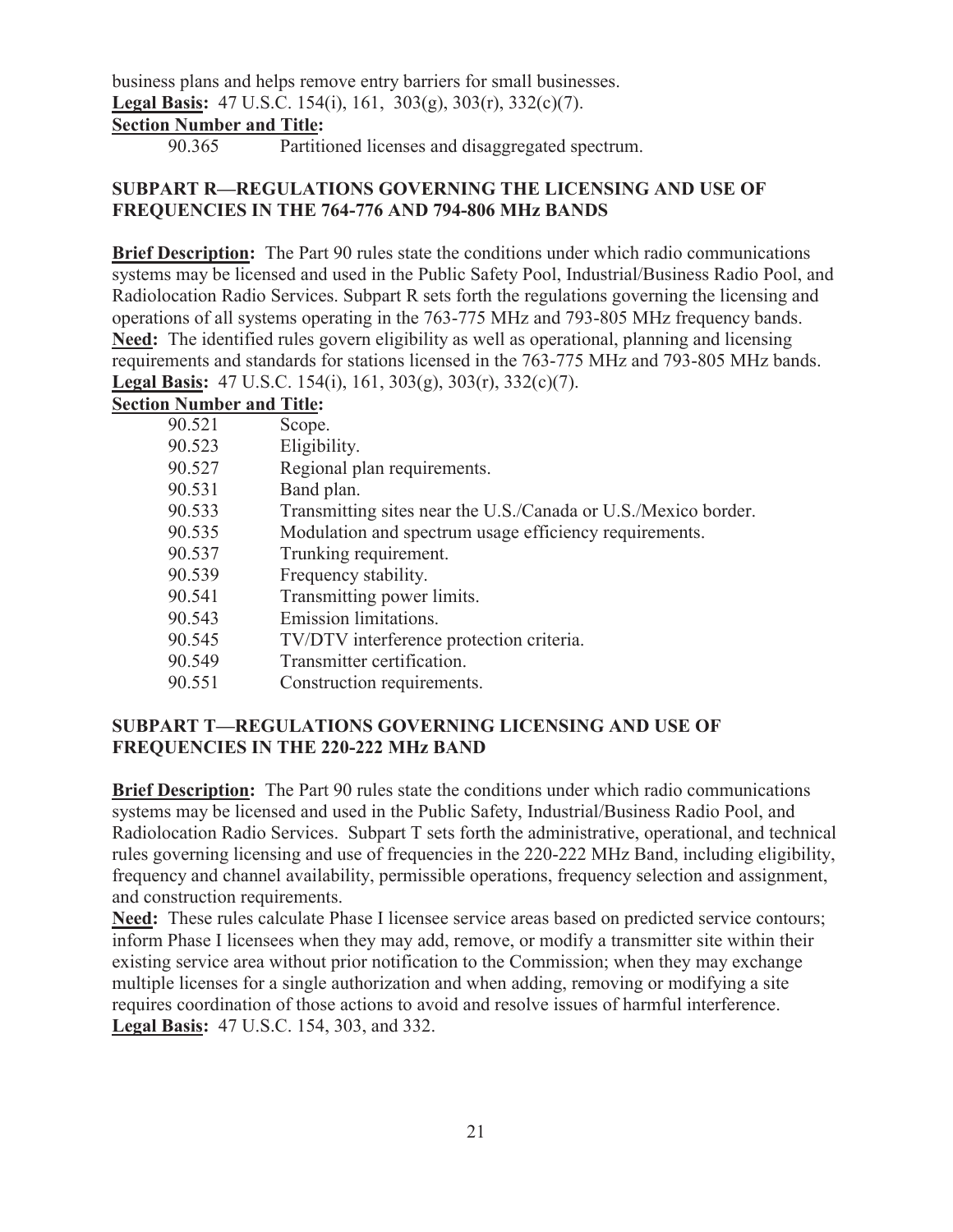business plans and helps remove entry barriers for small businesses.

**Legal Basis:** 47 U.S.C. 154(i), 161, 303(g), 303(r), 332(c)(7).

**Section Number and Title:**

90.365 Partitioned licenses and disaggregated spectrum.

### SUBPART R—REGULATIONS GOVERNING THE LICENSING AND USE OF FREQUENCIES IN THE 764-776 AND 794-806 MHz BANDS

**Brief Description:** The Part 90 rules state the conditions under which radio communications systems may be licensed and used in the Public Safety Pool, Industrial/Business Radio Pool, and Radiolocation Radio Services. Subpart R sets forth the regulations governing the licensing and operations of all systems operating in the 763-775 MHz and 793-805 MHz frequency bands.

**Need:** The identified rules govern eligibility as well as operational, planning and licensing requirements and standards for stations licensed in the 763-775 MHz and 793-805 MHz bands.

**Legal Basis:** 47 U.S.C. 154(i), 161, 303(g), 303(r), 332(c)(7).

**Section Number and Title:**

| | |
|---|---|
| 90.521 | Scope. |
| 90.523 | Eligibility. |
| 90.527 | Regional plan requirements. |
| 90.531 | Band plan. |
| 90.533 | Transmitting sites near the U.S./Canada or U.S./Mexico border. |
| 90.535 | Modulation and spectrum usage efficiency requirements. |
| 90.537 | Trunking requirement. |
| 90.539 | Frequency stability. |
| 90.541 | Transmitting power limits. |
| 90.543 | Emission limitations. |
| 90.545 | TV/DTV interference protection criteria. |
| 90.549 | Transmitter certification. |
| 90.551 | Construction requirements. |

### SUBPART T—REGULATIONS GOVERNING LICENSING AND USE OF FREQUENCIES IN THE 220-222 MHz BAND

**Brief Description:** The Part 90 rules state the conditions under which radio communications systems may be licensed and used in the Public Safety, Industrial/Business Radio Pool, and Radiolocation Radio Services. Subpart T sets forth the administrative, operational, and technical rules governing licensing and use of frequencies in the 220-222 MHz Band, including eligibility, frequency and channel availability, permissible operations, frequency selection and assignment, and construction requirements.

**Need:** These rules calculate Phase I licensee service areas based on predicted service contours; inform Phase I licensees when they may add, remove, or modify a transmitter site within their existing service area without prior notification to the Commission; when they may exchange multiple licenses for a single authorization and when adding, removing or modifying a site requires coordination of those actions to avoid and resolve issues of harmful interference.

**Legal Basis:** 47 U.S.C. 154, 303, and 332.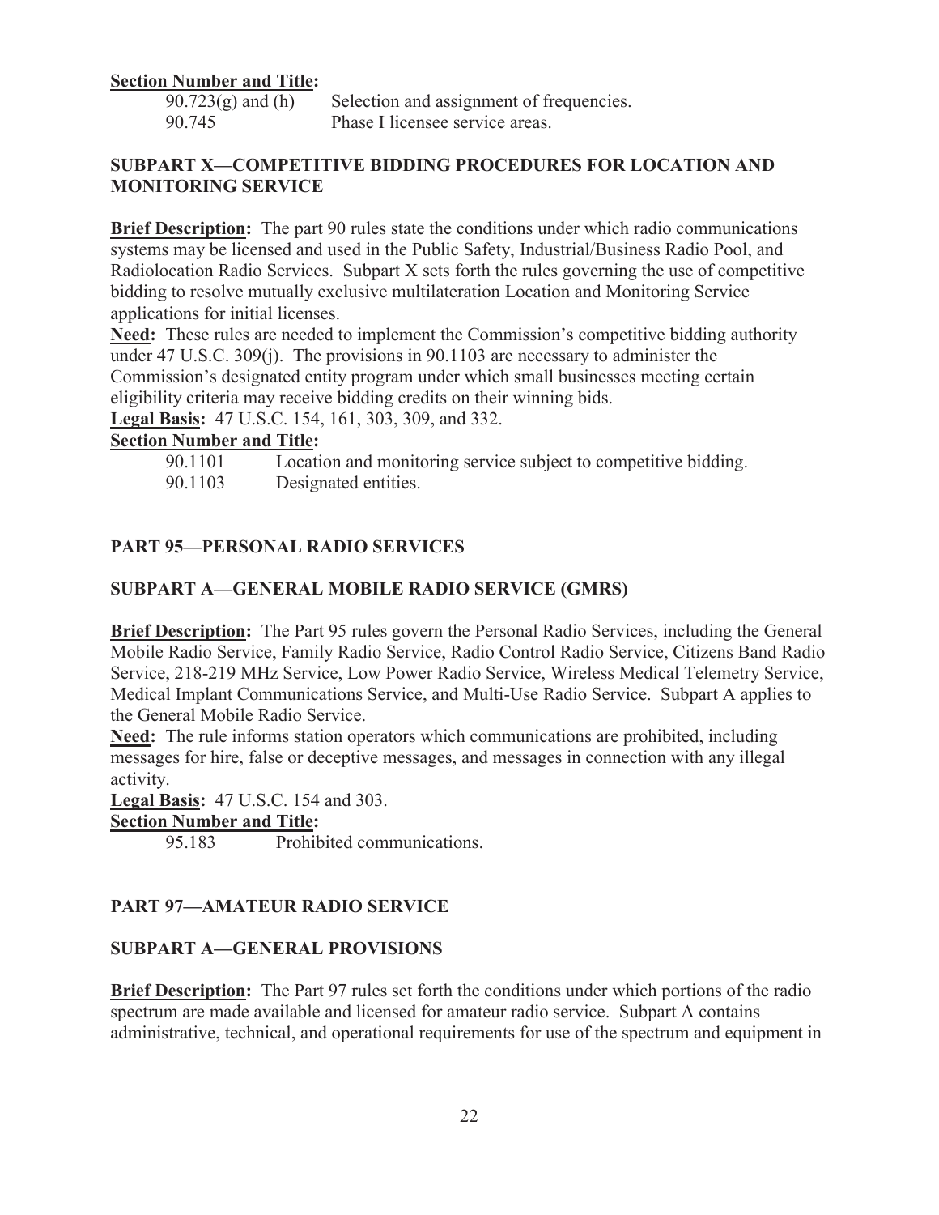**Section Number and Title:**

90.723(g) and (h) Selection and assignment of frequencies.
90.745 Phase I licensee service areas.

**SUBPART X—COMPETITIVE BIDDING PROCEDURES FOR LOCATION AND MONITORING SERVICE**

**Brief Description:** The part 90 rules state the conditions under which radio communications systems may be licensed and used in the Public Safety, Industrial/Business Radio Pool, and Radiolocation Radio Services. Subpart X sets forth the rules governing the use of competitive bidding to resolve mutually exclusive multilateration Location and Monitoring Service applications for initial licenses.
**Need:** These rules are needed to implement the Commission's competitive bidding authority under 47 U.S.C. 309(j). The provisions in 90.1103 are necessary to administer the Commission's designated entity program under which small businesses meeting certain eligibility criteria may receive bidding credits on their winning bids.
**Legal Basis:** 47 U.S.C. 154, 161, 303, 309, and 332.
**Section Number and Title:**

90.1101 Location and monitoring service subject to competitive bidding.
90.1103 Designated entities.

**PART 95—PERSONAL RADIO SERVICES**

**SUBPART A—GENERAL MOBILE RADIO SERVICE (GMRS)**

**Brief Description:** The Part 95 rules govern the Personal Radio Services, including the General Mobile Radio Service, Family Radio Service, Radio Control Radio Service, Citizens Band Radio Service, 218-219 MHz Service, Low Power Radio Service, Wireless Medical Telemetry Service, Medical Implant Communications Service, and Multi-Use Radio Service. Subpart A applies to the General Mobile Radio Service.
**Need:** The rule informs station operators which communications are prohibited, including messages for hire, false or deceptive messages, and messages in connection with any illegal activity.
**Legal Basis:** 47 U.S.C. 154 and 303.
**Section Number and Title:**

95.183 Prohibited communications.

**PART 97—AMATEUR RADIO SERVICE**

**SUBPART A—GENERAL PROVISIONS**

**Brief Description:** The Part 97 rules set forth the conditions under which portions of the radio spectrum are made available and licensed for amateur radio service. Subpart A contains administrative, technical, and operational requirements for use of the spectrum and equipment in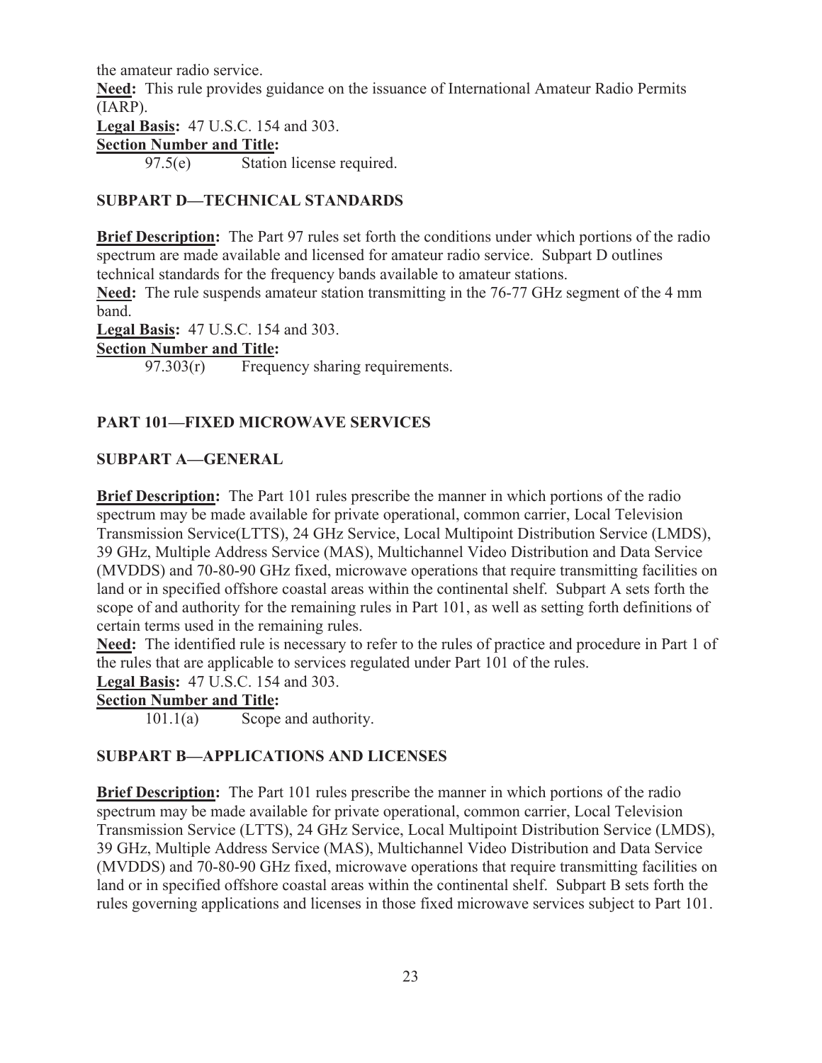the amateur radio service.

**Need:** This rule provides guidance on the issuance of International Amateur Radio Permits (IARP).

**Legal Basis:** 47 U.S.C. 154 and 303.

**Section Number and Title:**

97.5(e) Station license required.

### SUBPART D—TECHNICAL STANDARDS

**Brief Description:** The Part 97 rules set forth the conditions under which portions of the radio spectrum are made available and licensed for amateur radio service. Subpart D outlines technical standards for the frequency bands available to amateur stations.

**Need:** The rule suspends amateur station transmitting in the 76-77 GHz segment of the 4 mm band.

**Legal Basis:** 47 U.S.C. 154 and 303.

**Section Number and Title:**

97.303(r) Frequency sharing requirements.

## PART 101—FIXED MICROWAVE SERVICES

### SUBPART A—GENERAL

**Brief Description:** The Part 101 rules prescribe the manner in which portions of the radio spectrum may be made available for private operational, common carrier, Local Television Transmission Service(LTTS), 24 GHz Service, Local Multipoint Distribution Service (LMDS), 39 GHz, Multiple Address Service (MAS), Multichannel Video Distribution and Data Service (MVDDS) and 70-80-90 GHz fixed, microwave operations that require transmitting facilities on land or in specified offshore coastal areas within the continental shelf. Subpart A sets forth the scope of and authority for the remaining rules in Part 101, as well as setting forth definitions of certain terms used in the remaining rules.

**Need:** The identified rule is necessary to refer to the rules of practice and procedure in Part 1 of the rules that are applicable to services regulated under Part 101 of the rules.

**Legal Basis:** 47 U.S.C. 154 and 303.

**Section Number and Title:**

101.1(a) Scope and authority.

### SUBPART B—APPLICATIONS AND LICENSES

**Brief Description:** The Part 101 rules prescribe the manner in which portions of the radio spectrum may be made available for private operational, common carrier, Local Television Transmission Service (LTTS), 24 GHz Service, Local Multipoint Distribution Service (LMDS), 39 GHz, Multiple Address Service (MAS), Multichannel Video Distribution and Data Service (MVDDS) and 70-80-90 GHz fixed, microwave operations that require transmitting facilities on land or in specified offshore coastal areas within the continental shelf. Subpart B sets forth the rules governing applications and licenses in those fixed microwave services subject to Part 101.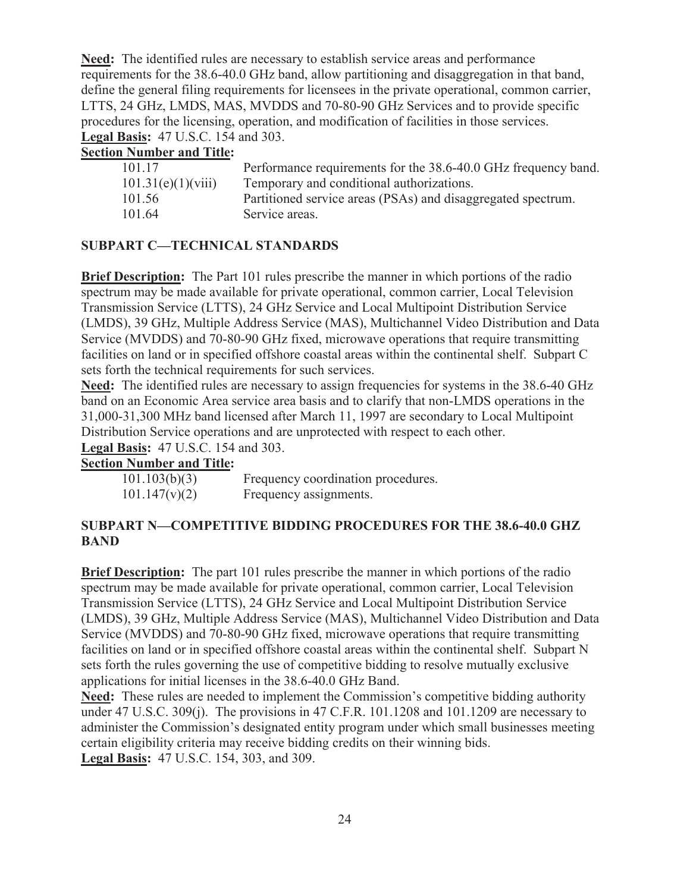**Need:** The identified rules are necessary to establish service areas and performance requirements for the 38.6-40.0 GHz band, allow partitioning and disaggregation in that band, define the general filing requirements for licensees in the private operational, common carrier, LTTS, 24 GHz, LMDS, MAS, MVDDS and 70-80-90 GHz Services and to provide specific procedures for the licensing, operation, and modification of facilities in those services.
**Legal Basis:** 47 U.S.C. 154 and 303.
**Section Number and Title:**

| | |
|---|---|
| 101.17 | Performance requirements for the 38.6-40.0 GHz frequency band. |
| 101.31(e)(1)(viii) | Temporary and conditional authorizations. |
| 101.56 | Partitioned service areas (PSAs) and disaggregated spectrum. |
| 101.64 | Service areas. |

## SUBPART C—TECHNICAL STANDARDS

**Brief Description:** The Part 101 rules prescribe the manner in which portions of the radio spectrum may be made available for private operational, common carrier, Local Television Transmission Service (LTTS), 24 GHz Service and Local Multipoint Distribution Service (LMDS), 39 GHz, Multiple Address Service (MAS), Multichannel Video Distribution and Data Service (MVDDS) and 70-80-90 GHz fixed, microwave operations that require transmitting facilities on land or in specified offshore coastal areas within the continental shelf. Subpart C sets forth the technical requirements for such services.
**Need:** The identified rules are necessary to assign frequencies for systems in the 38.6-40 GHz band on an Economic Area service area basis and to clarify that non-LMDS operations in the 31,000-31,300 MHz band licensed after March 11, 1997 are secondary to Local Multipoint Distribution Service operations and are unprotected with respect to each other.
**Legal Basis:** 47 U.S.C. 154 and 303.
**Section Number and Title:**

| | |
|---|---|
| 101.103(b)(3) | Frequency coordination procedures. |
| 101.147(v)(2) | Frequency assignments. |

## SUBPART N—COMPETITIVE BIDDING PROCEDURES FOR THE 38.6-40.0 GHZ BAND

**Brief Description:** The part 101 rules prescribe the manner in which portions of the radio spectrum may be made available for private operational, common carrier, Local Television Transmission Service (LTTS), 24 GHz Service and Local Multipoint Distribution Service (LMDS), 39 GHz, Multiple Address Service (MAS), Multichannel Video Distribution and Data Service (MVDDS) and 70-80-90 GHz fixed, microwave operations that require transmitting facilities on land or in specified offshore coastal areas within the continental shelf. Subpart N sets forth the rules governing the use of competitive bidding to resolve mutually exclusive applications for initial licenses in the 38.6-40.0 GHz Band.
**Need:** These rules are needed to implement the Commission's competitive bidding authority under 47 U.S.C. 309(j). The provisions in 47 C.F.R. 101.1208 and 101.1209 are necessary to administer the Commission's designated entity program under which small businesses meeting certain eligibility criteria may receive bidding credits on their winning bids.
**Legal Basis:** 47 U.S.C. 154, 303, and 309.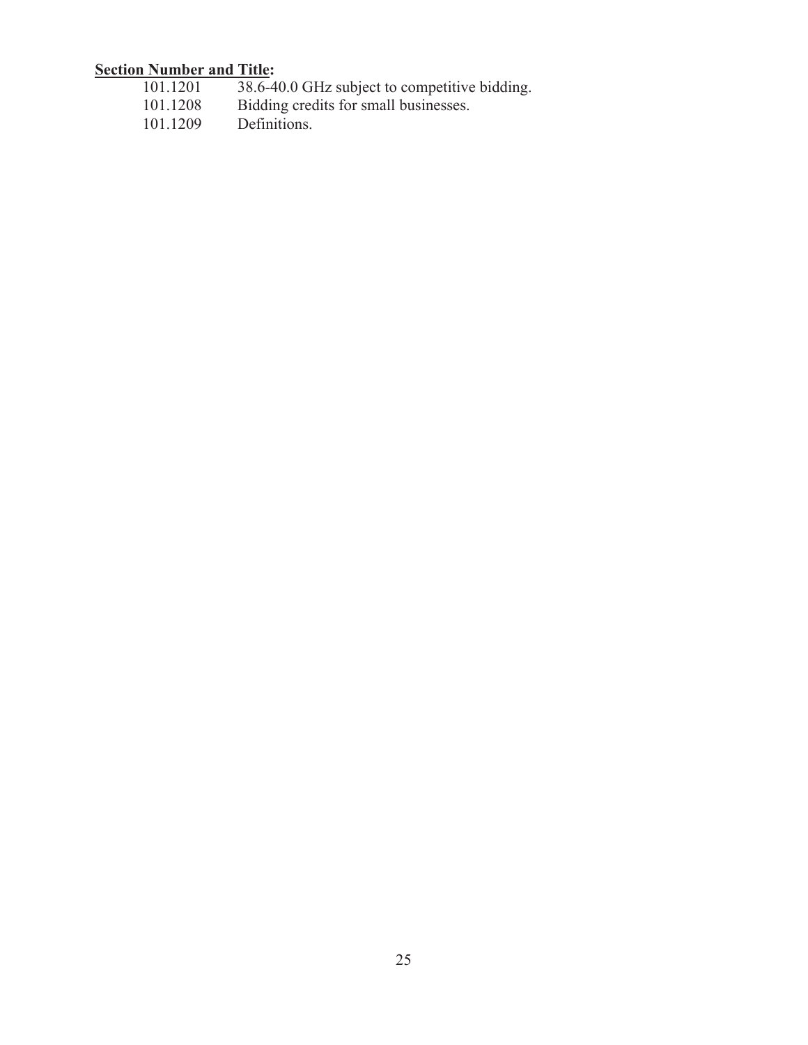**<u>Section Number and Title</u>:**

| | |
|---|---|
| 101.1201 | 38.6-40.0 GHz subject to competitive bidding. |
| 101.1208 | Bidding credits for small businesses. |
| 101.1209 | Definitions. |